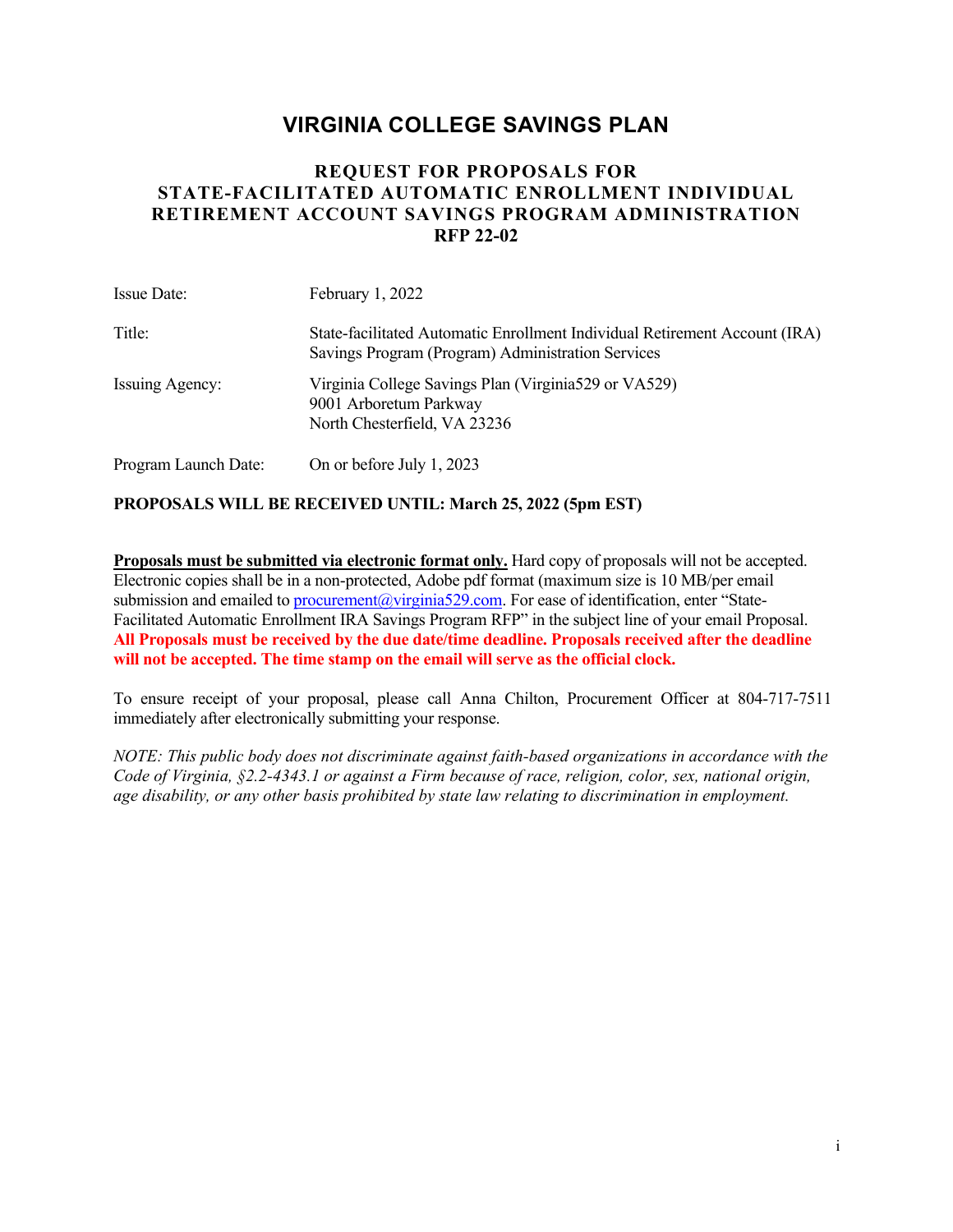# VIRGINIA COLLEGE SAVINGS PLAN

## REQUEST FOR PROPOSALS FOR STATE-FACILITATED AUTOMATIC ENROLLMENT INDIVIDUAL RETIREMENT ACCOUNT SAVINGS PROGRAM ADMINISTRATION RFP 22-02

| | |
|---|---|
| Issue Date: | February 1, 2022 |
| Title: | State-facilitated Automatic Enrollment Individual Retirement Account (IRA) Savings Program (Program) Administration Services |
| Issuing Agency: | Virginia College Savings Plan (Virginia529 or VA529)<br>9001 Arboretum Parkway<br>North Chesterfield, VA 23236 |
| Program Launch Date: | On or before July 1, 2023 |

**PROPOSALS WILL BE RECEIVED UNTIL: March 25, 2022 (5pm EST)**

**Proposals must be submitted via electronic format only.** Hard copy of proposals will not be accepted. Electronic copies shall be in a non-protected, Adobe pdf format (maximum size is 10 MB/per email submission and emailed to procurement@virginia529.com. For ease of identification, enter "State-Facilitated Automatic Enrollment IRA Savings Program RFP" in the subject line of your email Proposal. **All Proposals must be received by the due date/time deadline. Proposals received after the deadline will not be accepted. The time stamp on the email will serve as the official clock.**

To ensure receipt of your proposal, please call Anna Chilton, Procurement Officer at 804-717-7511 immediately after electronically submitting your response.

*NOTE: This public body does not discriminate against faith-based organizations in accordance with the Code of Virginia, §2.2-4343.1 or against a Firm because of race, religion, color, sex, national origin, age disability, or any other basis prohibited by state law relating to discrimination in employment.*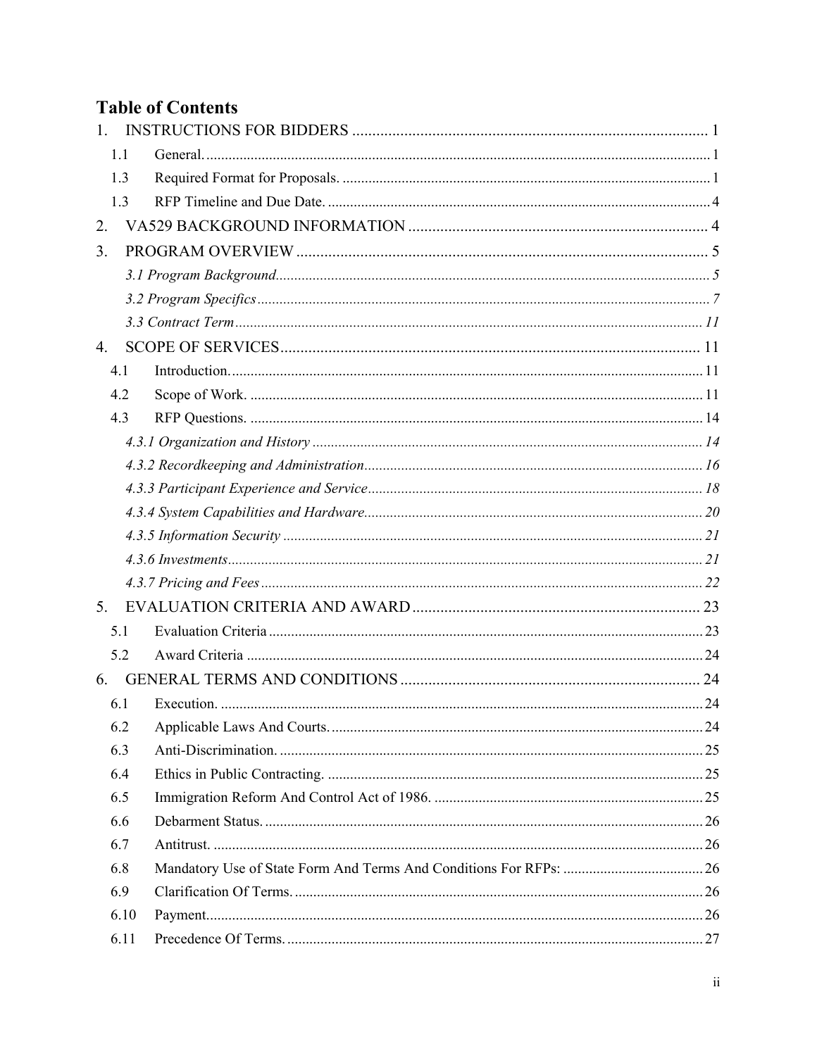# Table of Contents

1. INSTRUCTIONS FOR BIDDERS ........................................................................................ 1
   - 1.1 General. ........................................................................................................................ 1
   - 1.3 Required Format for Proposals. .................................................................................. 1
   - 1.3 RFP Timeline and Due Date. ...................................................................................... 4
2. VA529 BACKGROUND INFORMATION ......................................................................... 4
3. PROGRAM OVERVIEW ....................................................................................................... 5
   - *3.1 Program Background* ................................................................................................. 5
   - *3.2 Program Specifics* ...................................................................................................... 7
   - *3.3 Contract Term* ........................................................................................................... 11
4. SCOPE OF SERVICES ........................................................................................................ 11
   - 4.1 Introduction. ............................................................................................................... 11
   - 4.2 Scope of Work. .......................................................................................................... 11
   - 4.3 RFP Questions. .......................................................................................................... 14
     - *4.3.1 Organization and History* ................................................................................... 14
     - *4.3.2 Recordkeeping and Administration* .................................................................... 16
     - *4.3.3 Participant Experience and Service* .................................................................... 18
     - *4.3.4 System Capabilities and Hardware* ..................................................................... 20
     - *4.3.5 Information Security* ........................................................................................... 21
     - *4.3.6 Investments* ........................................................................................................ 21
     - *4.3.7 Pricing and Fees* ................................................................................................. 22
5. EVALUATION CRITERIA AND AWARD ........................................................................ 23
   - 5.1 Evaluation Criteria ..................................................................................................... 23
   - 5.2 Award Criteria ........................................................................................................... 24
6. GENERAL TERMS AND CONDITIONS .......................................................................... 24
   - 6.1 Execution. .................................................................................................................. 24
   - 6.2 Applicable Laws And Courts. .................................................................................... 24
   - 6.3 Anti-Discrimination. ................................................................................................... 25
   - 6.4 Ethics in Public Contracting. ...................................................................................... 25
   - 6.5 Immigration Reform And Control Act of 1986. ......................................................... 25
   - 6.6 Debarment Status. ...................................................................................................... 26
   - 6.7 Antitrust. .................................................................................................................... 26
   - 6.8 Mandatory Use of State Form And Terms And Conditions For RFPs: ...................... 26
   - 6.9 Clarification Of Terms. ............................................................................................... 26
   - 6.10 Payment. ................................................................................................................... 26
   - 6.11 Precedence Of Terms. ............................................................................................... 27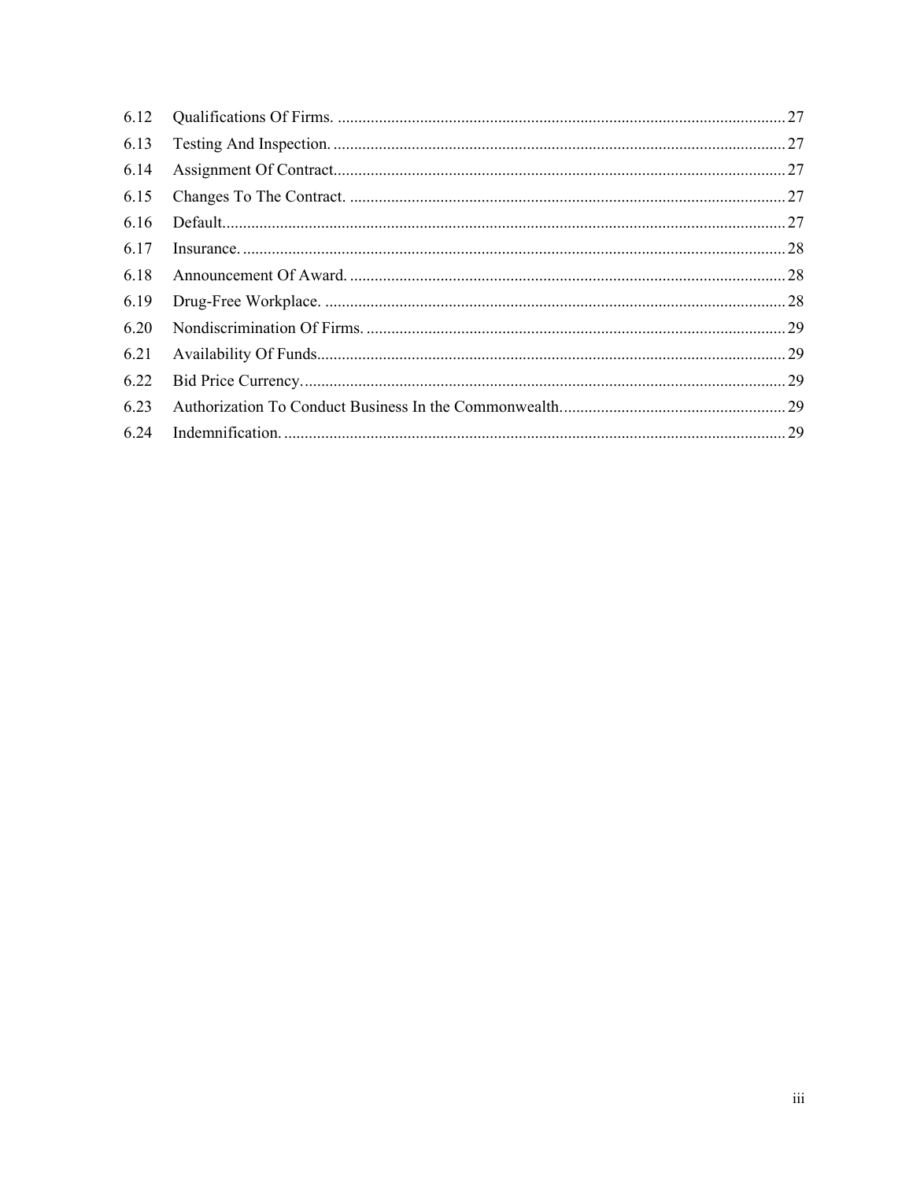| | | |
|---|---|---|
| 6.12 | Qualifications Of Firms. | 27 |
| 6.13 | Testing And Inspection. | 27 |
| 6.14 | Assignment Of Contract. | 27 |
| 6.15 | Changes To The Contract. | 27 |
| 6.16 | Default. | 27 |
| 6.17 | Insurance. | 28 |
| 6.18 | Announcement Of Award. | 28 |
| 6.19 | Drug-Free Workplace. | 28 |
| 6.20 | Nondiscrimination Of Firms. | 29 |
| 6.21 | Availability Of Funds. | 29 |
| 6.22 | Bid Price Currency. | 29 |
| 6.23 | Authorization To Conduct Business In the Commonwealth. | 29 |
| 6.24 | Indemnification. | 29 |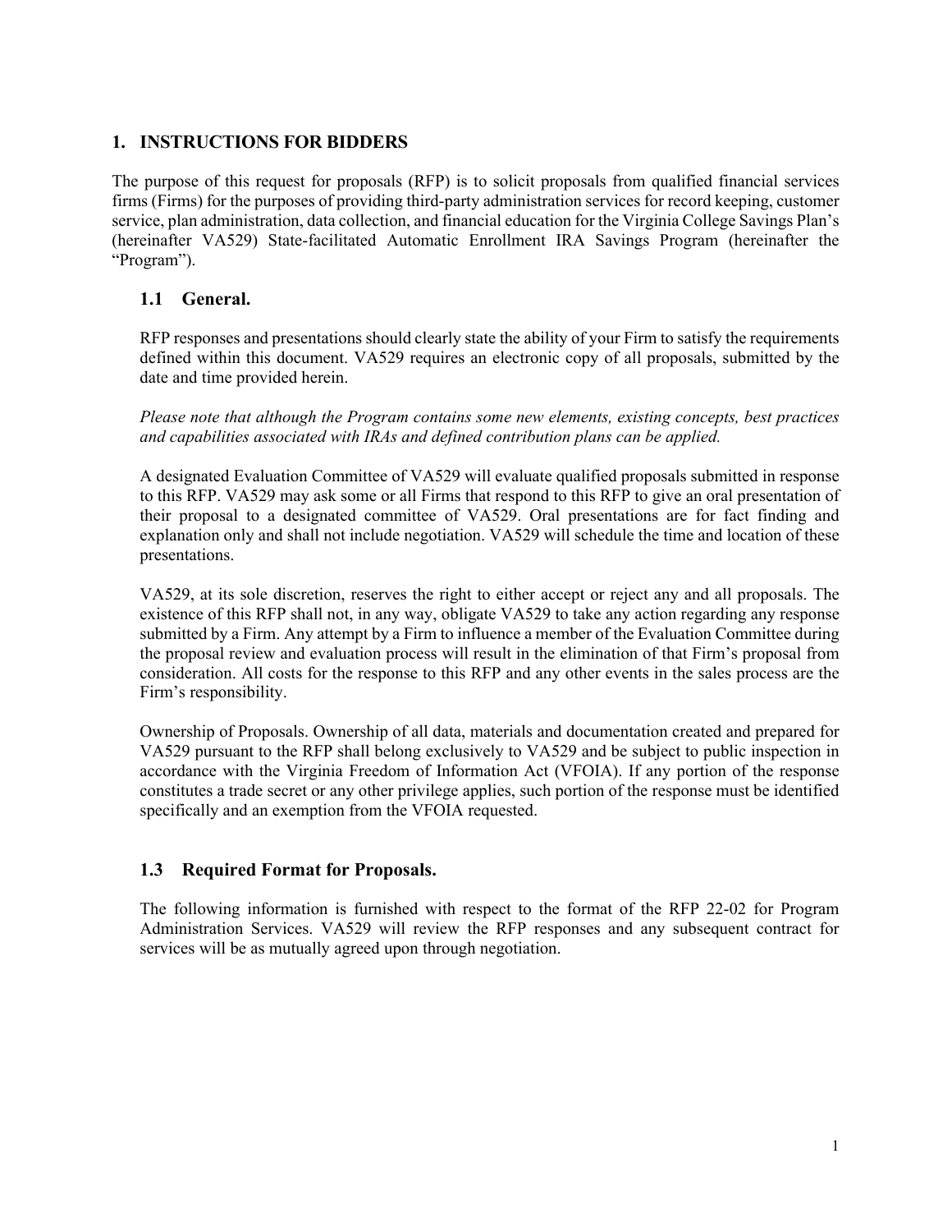## 1. INSTRUCTIONS FOR BIDDERS

The purpose of this request for proposals (RFP) is to solicit proposals from qualified financial services firms (Firms) for the purposes of providing third-party administration services for record keeping, customer service, plan administration, data collection, and financial education for the Virginia College Savings Plan's (hereinafter VA529) State-facilitated Automatic Enrollment IRA Savings Program (hereinafter the "Program").

### 1.1 General.

RFP responses and presentations should clearly state the ability of your Firm to satisfy the requirements defined within this document. VA529 requires an electronic copy of all proposals, submitted by the date and time provided herein.

*Please note that although the Program contains some new elements, existing concepts, best practices and capabilities associated with IRAs and defined contribution plans can be applied.*

A designated Evaluation Committee of VA529 will evaluate qualified proposals submitted in response to this RFP. VA529 may ask some or all Firms that respond to this RFP to give an oral presentation of their proposal to a designated committee of VA529. Oral presentations are for fact finding and explanation only and shall not include negotiation. VA529 will schedule the time and location of these presentations.

VA529, at its sole discretion, reserves the right to either accept or reject any and all proposals. The existence of this RFP shall not, in any way, obligate VA529 to take any action regarding any response submitted by a Firm. Any attempt by a Firm to influence a member of the Evaluation Committee during the proposal review and evaluation process will result in the elimination of that Firm's proposal from consideration. All costs for the response to this RFP and any other events in the sales process are the Firm's responsibility.

Ownership of Proposals. Ownership of all data, materials and documentation created and prepared for VA529 pursuant to the RFP shall belong exclusively to VA529 and be subject to public inspection in accordance with the Virginia Freedom of Information Act (VFOIA). If any portion of the response constitutes a trade secret or any other privilege applies, such portion of the response must be identified specifically and an exemption from the VFOIA requested.

### 1.3 Required Format for Proposals.

The following information is furnished with respect to the format of the RFP 22-02 for Program Administration Services. VA529 will review the RFP responses and any subsequent contract for services will be as mutually agreed upon through negotiation.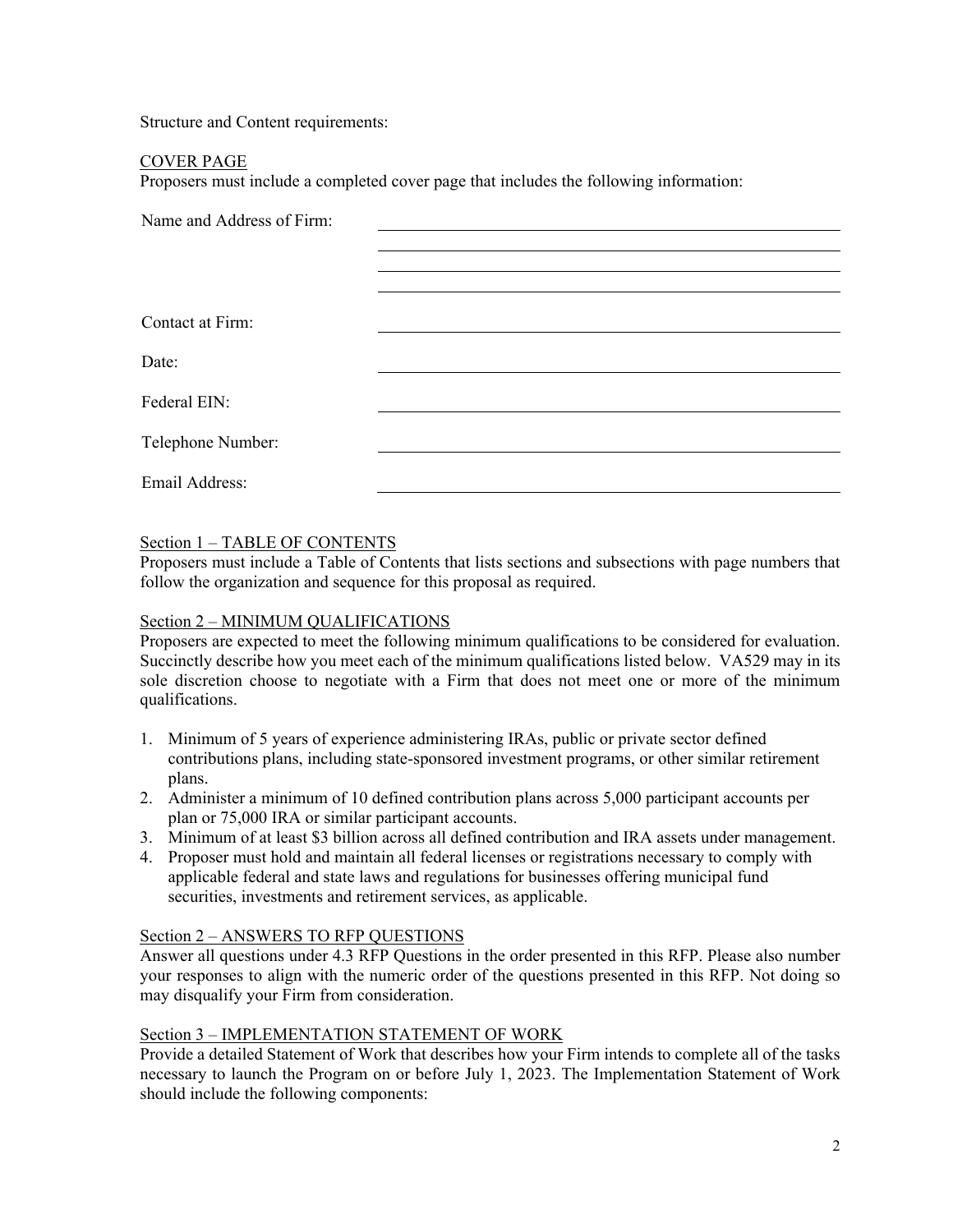Structure and Content requirements:

COVER PAGE

Proposers must include a completed cover page that includes the following information:

| | |
|---|---|
| Name and Address of Firm: | ______________________________ |
| | ______________________________ |
| | ______________________________ |
| | ______________________________ |
| Contact at Firm: | ______________________________ |
| Date: | ______________________________ |
| Federal EIN: | ______________________________ |
| Telephone Number: | ______________________________ |
| Email Address: | ______________________________ |

Section 1 – TABLE OF CONTENTS

Proposers must include a Table of Contents that lists sections and subsections with page numbers that follow the organization and sequence for this proposal as required.

Section 2 – MINIMUM QUALIFICATIONS

Proposers are expected to meet the following minimum qualifications to be considered for evaluation. Succinctly describe how you meet each of the minimum qualifications listed below. VA529 may in its sole discretion choose to negotiate with a Firm that does not meet one or more of the minimum qualifications.

1. Minimum of 5 years of experience administering IRAs, public or private sector defined contributions plans, including state-sponsored investment programs, or other similar retirement plans.
2. Administer a minimum of 10 defined contribution plans across 5,000 participant accounts per plan or 75,000 IRA or similar participant accounts.
3. Minimum of at least $3 billion across all defined contribution and IRA assets under management.
4. Proposer must hold and maintain all federal licenses or registrations necessary to comply with applicable federal and state laws and regulations for businesses offering municipal fund securities, investments and retirement services, as applicable.

Section 2 – ANSWERS TO RFP QUESTIONS

Answer all questions under 4.3 RFP Questions in the order presented in this RFP. Please also number your responses to align with the numeric order of the questions presented in this RFP. Not doing so may disqualify your Firm from consideration.

Section 3 – IMPLEMENTATION STATEMENT OF WORK

Provide a detailed Statement of Work that describes how your Firm intends to complete all of the tasks necessary to launch the Program on or before July 1, 2023. The Implementation Statement of Work should include the following components: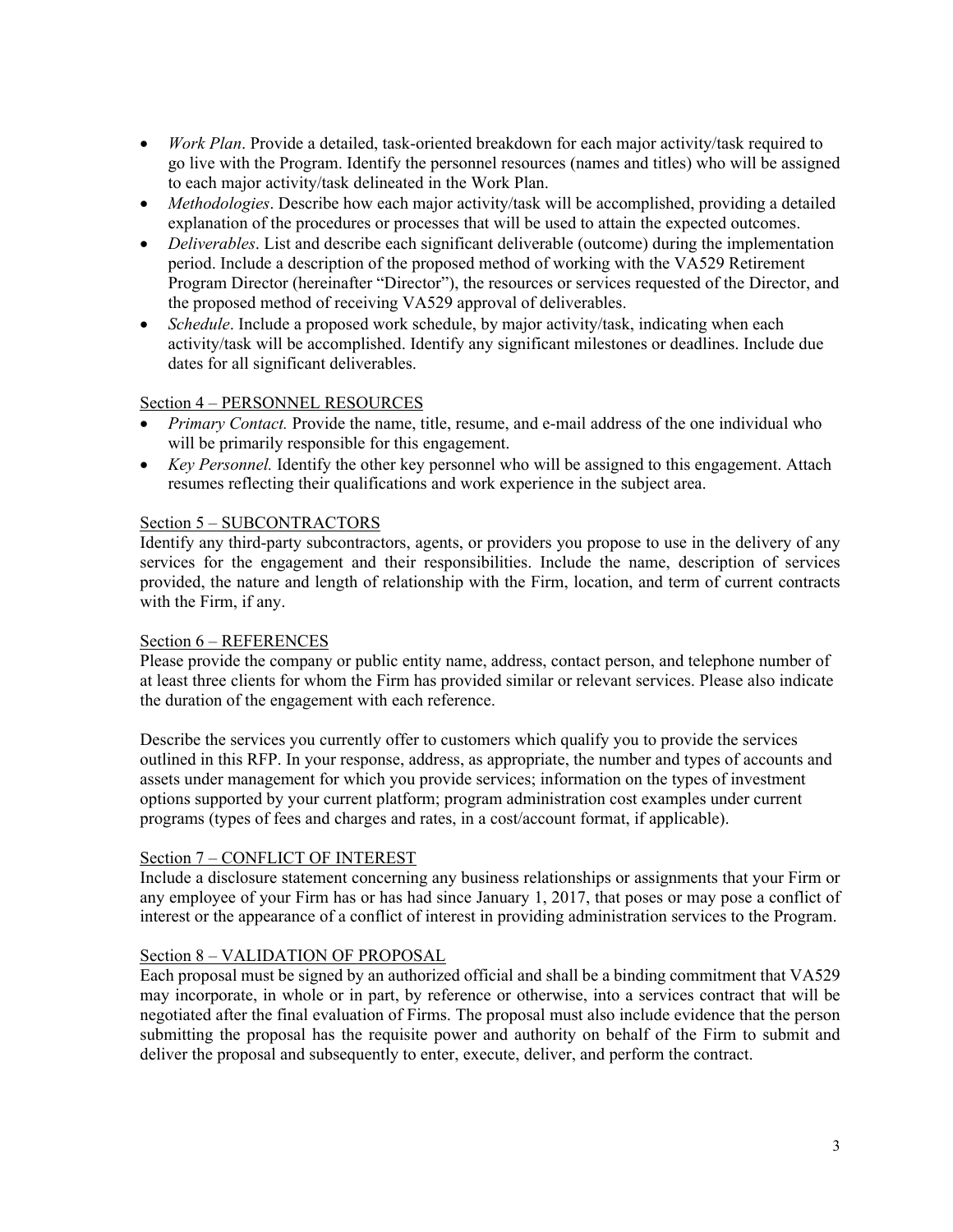- *Work Plan*. Provide a detailed, task-oriented breakdown for each major activity/task required to go live with the Program. Identify the personnel resources (names and titles) who will be assigned to each major activity/task delineated in the Work Plan.
- *Methodologies*. Describe how each major activity/task will be accomplished, providing a detailed explanation of the procedures or processes that will be used to attain the expected outcomes.
- *Deliverables*. List and describe each significant deliverable (outcome) during the implementation period. Include a description of the proposed method of working with the VA529 Retirement Program Director (hereinafter "Director"), the resources or services requested of the Director, and the proposed method of receiving VA529 approval of deliverables.
- *Schedule*. Include a proposed work schedule, by major activity/task, indicating when each activity/task will be accomplished. Identify any significant milestones or deadlines. Include due dates for all significant deliverables.

<u>Section 4 – PERSONNEL RESOURCES</u>

- *Primary Contact.* Provide the name, title, resume, and e-mail address of the one individual who will be primarily responsible for this engagement.
- *Key Personnel.* Identify the other key personnel who will be assigned to this engagement. Attach resumes reflecting their qualifications and work experience in the subject area.

<u>Section 5 – SUBCONTRACTORS</u>

Identify any third-party subcontractors, agents, or providers you propose to use in the delivery of any services for the engagement and their responsibilities. Include the name, description of services provided, the nature and length of relationship with the Firm, location, and term of current contracts with the Firm, if any.

<u>Section 6 – REFERENCES</u>

Please provide the company or public entity name, address, contact person, and telephone number of at least three clients for whom the Firm has provided similar or relevant services. Please also indicate the duration of the engagement with each reference.

Describe the services you currently offer to customers which qualify you to provide the services outlined in this RFP. In your response, address, as appropriate, the number and types of accounts and assets under management for which you provide services; information on the types of investment options supported by your current platform; program administration cost examples under current programs (types of fees and charges and rates, in a cost/account format, if applicable).

<u>Section 7 – CONFLICT OF INTEREST</u>

Include a disclosure statement concerning any business relationships or assignments that your Firm or any employee of your Firm has or has had since January 1, 2017, that poses or may pose a conflict of interest or the appearance of a conflict of interest in providing administration services to the Program.

<u>Section 8 – VALIDATION OF PROPOSAL</u>

Each proposal must be signed by an authorized official and shall be a binding commitment that VA529 may incorporate, in whole or in part, by reference or otherwise, into a services contract that will be negotiated after the final evaluation of Firms. The proposal must also include evidence that the person submitting the proposal has the requisite power and authority on behalf of the Firm to submit and deliver the proposal and subsequently to enter, execute, deliver, and perform the contract.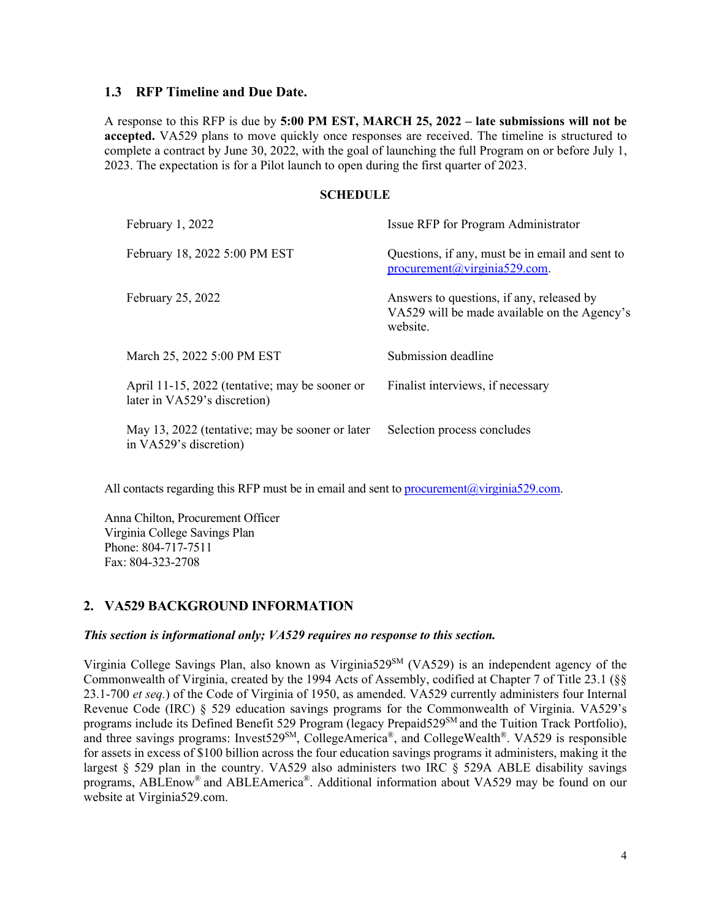### 1.3 RFP Timeline and Due Date.

A response to this RFP is due by **5:00 PM EST, MARCH 25, 2022 – late submissions will not be accepted.** VA529 plans to move quickly once responses are received. The timeline is structured to complete a contract by June 30, 2022, with the goal of launching the full Program on or before July 1, 2023. The expectation is for a Pilot launch to open during the first quarter of 2023.

**SCHEDULE**

| | |
|---|---|
| February 1, 2022 | Issue RFP for Program Administrator |
| February 18, 2022 5:00 PM EST | Questions, if any, must be in email and sent to procurement@virginia529.com. |
| February 25, 2022 | Answers to questions, if any, released by VA529 will be made available on the Agency's website. |
| March 25, 2022 5:00 PM EST | Submission deadline |
| April 11-15, 2022 (tentative; may be sooner or later in VA529's discretion) | Finalist interviews, if necessary |
| May 13, 2022 (tentative; may be sooner or later in VA529's discretion) | Selection process concludes |

All contacts regarding this RFP must be in email and sent to procurement@virginia529.com.

Anna Chilton, Procurement Officer
Virginia College Savings Plan
Phone: 804-717-7511
Fax: 804-323-2708

## 2. VA529 BACKGROUND INFORMATION

***This section is informational only; VA529 requires no response to this section.***

Virginia College Savings Plan, also known as Virginia529℠ (VA529) is an independent agency of the Commonwealth of Virginia, created by the 1994 Acts of Assembly, codified at Chapter 7 of Title 23.1 (§§ 23.1-700 *et seq.*) of the Code of Virginia of 1950, as amended. VA529 currently administers four Internal Revenue Code (IRC) § 529 education savings programs for the Commonwealth of Virginia. VA529's programs include its Defined Benefit 529 Program (legacy Prepaid529℠ and the Tuition Track Portfolio), and three savings programs: Invest529℠, CollegeAmerica®, and CollegeWealth®. VA529 is responsible for assets in excess of $100 billion across the four education savings programs it administers, making it the largest § 529 plan in the country. VA529 also administers two IRC § 529A ABLE disability savings programs, ABLEnow® and ABLEAmerica®. Additional information about VA529 may be found on our website at Virginia529.com.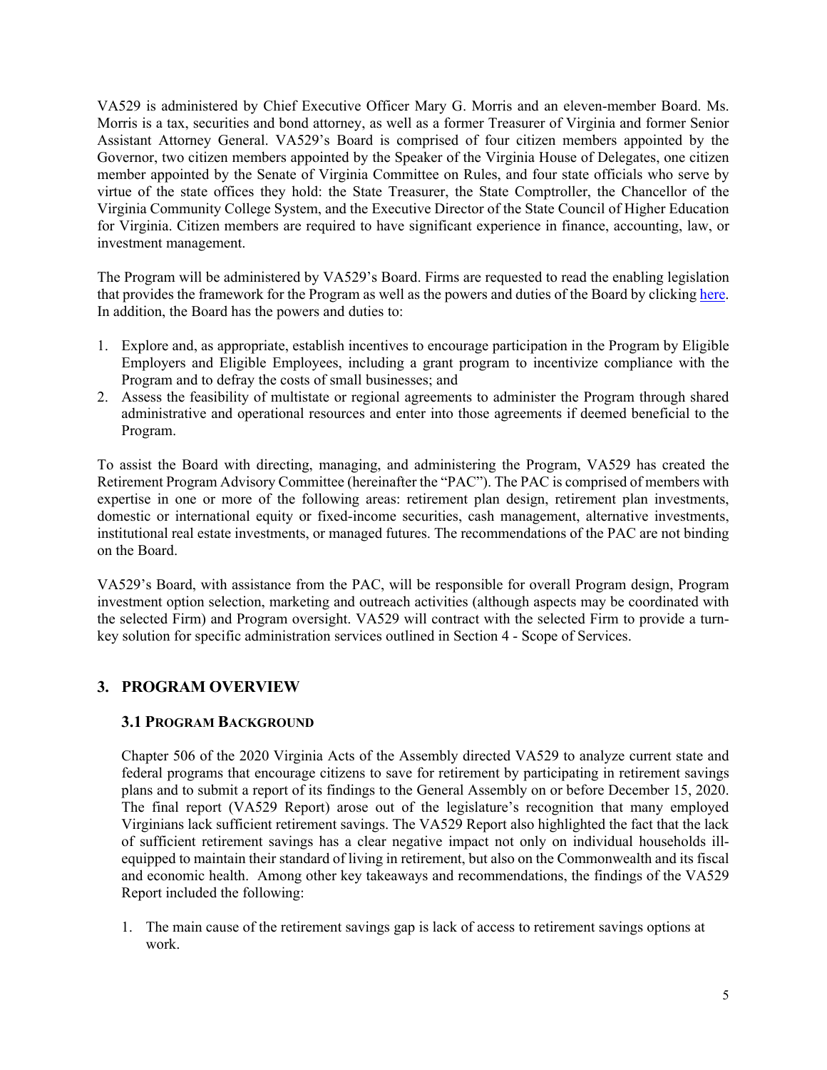VA529 is administered by Chief Executive Officer Mary G. Morris and an eleven-member Board. Ms. Morris is a tax, securities and bond attorney, as well as a former Treasurer of Virginia and former Senior Assistant Attorney General. VA529's Board is comprised of four citizen members appointed by the Governor, two citizen members appointed by the Speaker of the Virginia House of Delegates, one citizen member appointed by the Senate of Virginia Committee on Rules, and four state officials who serve by virtue of the state offices they hold: the State Treasurer, the State Comptroller, the Chancellor of the Virginia Community College System, and the Executive Director of the State Council of Higher Education for Virginia. Citizen members are required to have significant experience in finance, accounting, law, or investment management.

The Program will be administered by VA529's Board. Firms are requested to read the enabling legislation that provides the framework for the Program as well as the powers and duties of the Board by clicking here. In addition, the Board has the powers and duties to:

1. Explore and, as appropriate, establish incentives to encourage participation in the Program by Eligible Employers and Eligible Employees, including a grant program to incentivize compliance with the Program and to defray the costs of small businesses; and
2. Assess the feasibility of multistate or regional agreements to administer the Program through shared administrative and operational resources and enter into those agreements if deemed beneficial to the Program.

To assist the Board with directing, managing, and administering the Program, VA529 has created the Retirement Program Advisory Committee (hereinafter the "PAC"). The PAC is comprised of members with expertise in one or more of the following areas: retirement plan design, retirement plan investments, domestic or international equity or fixed-income securities, cash management, alternative investments, institutional real estate investments, or managed futures. The recommendations of the PAC are not binding on the Board.

VA529's Board, with assistance from the PAC, will be responsible for overall Program design, Program investment option selection, marketing and outreach activities (although aspects may be coordinated with the selected Firm) and Program oversight. VA529 will contract with the selected Firm to provide a turn-key solution for specific administration services outlined in Section 4 - Scope of Services.

## 3. PROGRAM OVERVIEW

### 3.1 Program Background

Chapter 506 of the 2020 Virginia Acts of the Assembly directed VA529 to analyze current state and federal programs that encourage citizens to save for retirement by participating in retirement savings plans and to submit a report of its findings to the General Assembly on or before December 15, 2020. The final report (VA529 Report) arose out of the legislature's recognition that many employed Virginians lack sufficient retirement savings. The VA529 Report also highlighted the fact that the lack of sufficient retirement savings has a clear negative impact not only on individual households ill-equipped to maintain their standard of living in retirement, but also on the Commonwealth and its fiscal and economic health. Among other key takeaways and recommendations, the findings of the VA529 Report included the following:

1. The main cause of the retirement savings gap is lack of access to retirement savings options at work.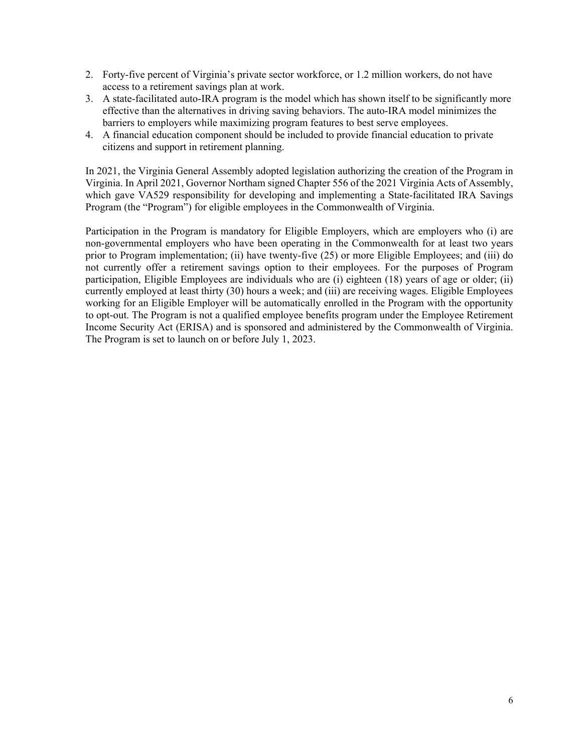2. Forty-five percent of Virginia's private sector workforce, or 1.2 million workers, do not have access to a retirement savings plan at work.
3. A state-facilitated auto-IRA program is the model which has shown itself to be significantly more effective than the alternatives in driving saving behaviors. The auto-IRA model minimizes the barriers to employers while maximizing program features to best serve employees.
4. A financial education component should be included to provide financial education to private citizens and support in retirement planning.

In 2021, the Virginia General Assembly adopted legislation authorizing the creation of the Program in Virginia. In April 2021, Governor Northam signed Chapter 556 of the 2021 Virginia Acts of Assembly, which gave VA529 responsibility for developing and implementing a State-facilitated IRA Savings Program (the "Program") for eligible employees in the Commonwealth of Virginia.

Participation in the Program is mandatory for Eligible Employers, which are employers who (i) are non-governmental employers who have been operating in the Commonwealth for at least two years prior to Program implementation; (ii) have twenty-five (25) or more Eligible Employees; and (iii) do not currently offer a retirement savings option to their employees. For the purposes of Program participation, Eligible Employees are individuals who are (i) eighteen (18) years of age or older; (ii) currently employed at least thirty (30) hours a week; and (iii) are receiving wages. Eligible Employees working for an Eligible Employer will be automatically enrolled in the Program with the opportunity to opt-out. The Program is not a qualified employee benefits program under the Employee Retirement Income Security Act (ERISA) and is sponsored and administered by the Commonwealth of Virginia. The Program is set to launch on or before July 1, 2023.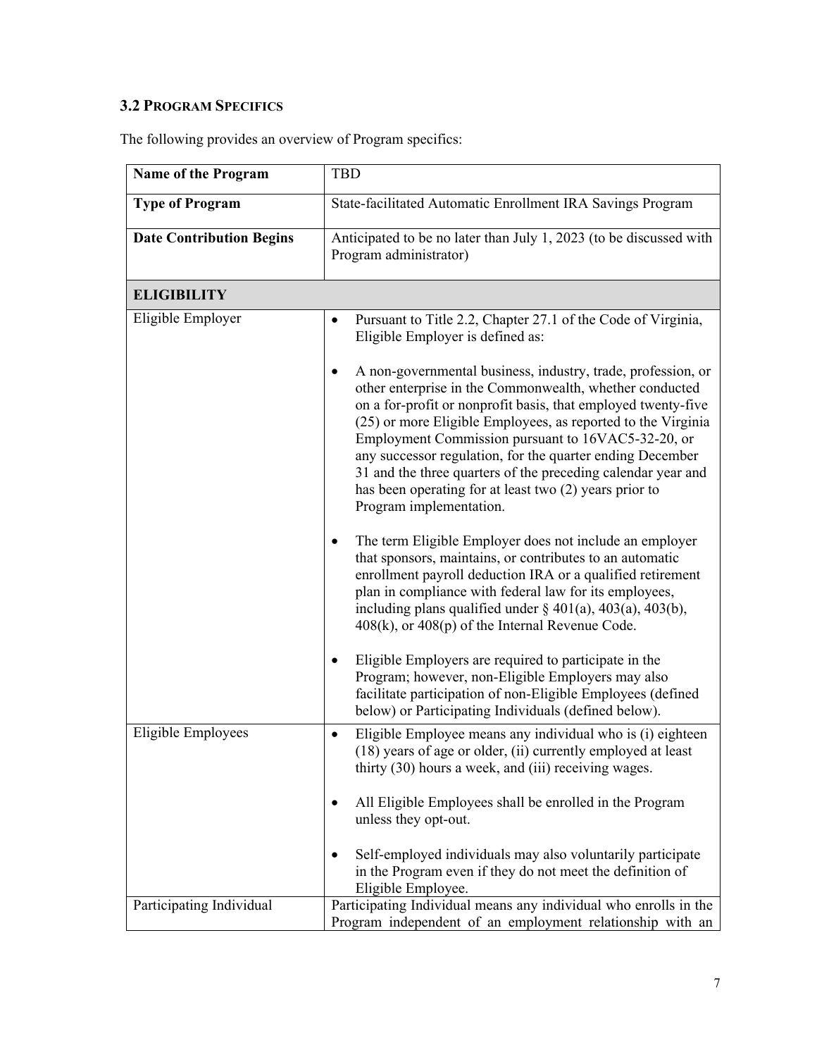### 3.2 Program Specifics

The following provides an overview of Program specifics:

| **Name of the Program** | TBD |
|---|---|
| **Type of Program** | State-facilitated Automatic Enrollment IRA Savings Program |
| **Date Contribution Begins** | Anticipated to be no later than July 1, 2023 (to be discussed with Program administrator) |
| **ELIGIBILITY** | |
| Eligible Employer | • Pursuant to Title 2.2, Chapter 27.1 of the Code of Virginia, Eligible Employer is defined as:<br><br>• A non-governmental business, industry, trade, profession, or other enterprise in the Commonwealth, whether conducted on a for-profit or nonprofit basis, that employed twenty-five (25) or more Eligible Employees, as reported to the Virginia Employment Commission pursuant to 16VAC5-32-20, or any successor regulation, for the quarter ending December 31 and the three quarters of the preceding calendar year and has been operating for at least two (2) years prior to Program implementation.<br><br>• The term Eligible Employer does not include an employer that sponsors, maintains, or contributes to an automatic enrollment payroll deduction IRA or a qualified retirement plan in compliance with federal law for its employees, including plans qualified under § 401(a), 403(a), 403(b), 408(k), or 408(p) of the Internal Revenue Code.<br><br>• Eligible Employers are required to participate in the Program; however, non-Eligible Employers may also facilitate participation of non-Eligible Employees (defined below) or Participating Individuals (defined below). |
| Eligible Employees | • Eligible Employee means any individual who is (i) eighteen (18) years of age or older, (ii) currently employed at least thirty (30) hours a week, and (iii) receiving wages.<br><br>• All Eligible Employees shall be enrolled in the Program unless they opt-out.<br><br>• Self-employed individuals may also voluntarily participate in the Program even if they do not meet the definition of Eligible Employee. |
| Participating Individual | Participating Individual means any individual who enrolls in the Program independent of an employment relationship with an |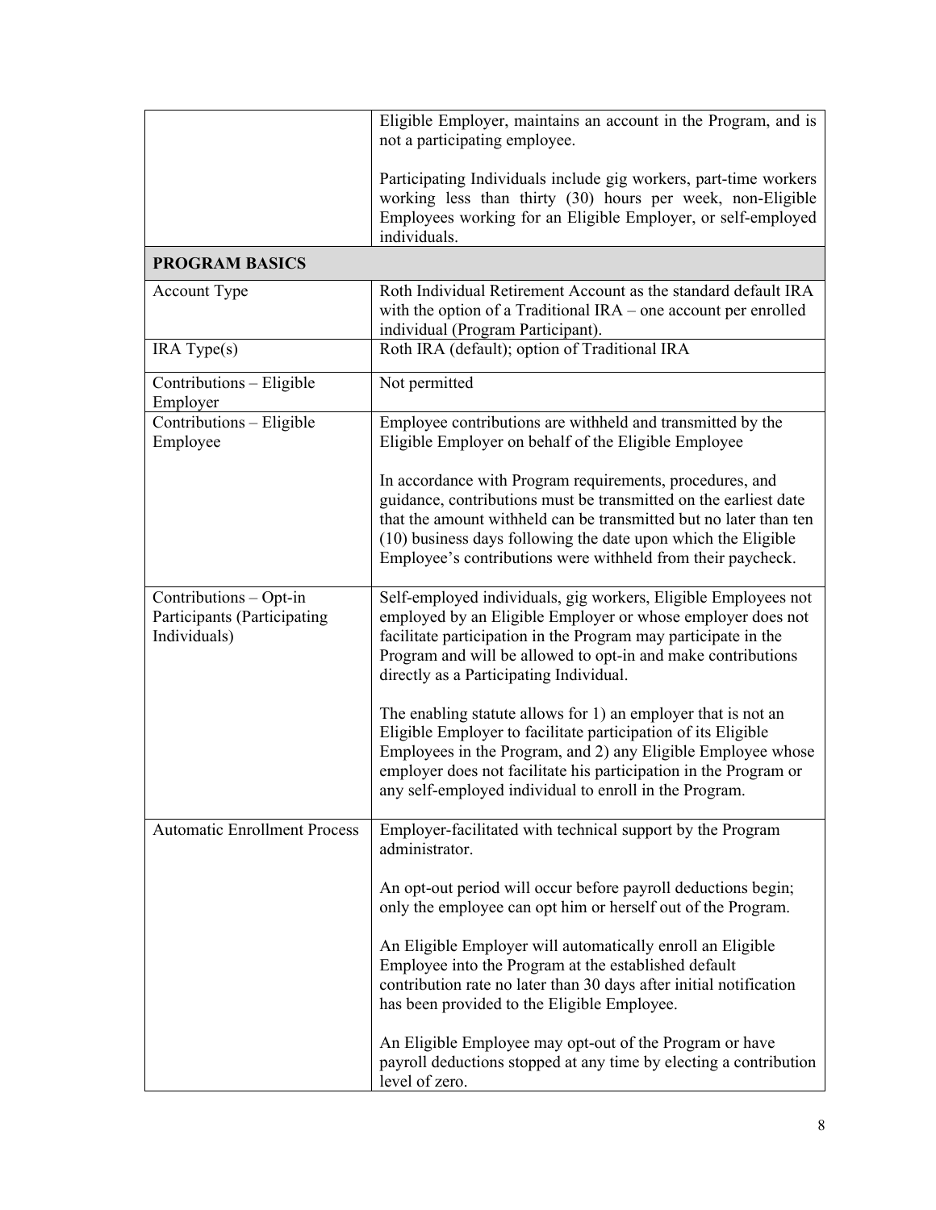| | |
|---|---|
| | Eligible Employer, maintains an account in the Program, and is not a participating employee.<br><br>Participating Individuals include gig workers, part-time workers working less than thirty (30) hours per week, non-Eligible Employees working for an Eligible Employer, or self-employed individuals. |
| **PROGRAM BASICS** | |
| Account Type | Roth Individual Retirement Account as the standard default IRA with the option of a Traditional IRA – one account per enrolled individual (Program Participant). |
| IRA Type(s) | Roth IRA (default); option of Traditional IRA |
| Contributions – Eligible Employer | Not permitted |
| Contributions – Eligible Employee | Employee contributions are withheld and transmitted by the Eligible Employer on behalf of the Eligible Employee<br><br>In accordance with Program requirements, procedures, and guidance, contributions must be transmitted on the earliest date that the amount withheld can be transmitted but no later than ten (10) business days following the date upon which the Eligible Employee's contributions were withheld from their paycheck. |
| Contributions – Opt-in Participants (Participating Individuals) | Self-employed individuals, gig workers, Eligible Employees not employed by an Eligible Employer or whose employer does not facilitate participation in the Program may participate in the Program and will be allowed to opt-in and make contributions directly as a Participating Individual.<br><br>The enabling statute allows for 1) an employer that is not an Eligible Employer to facilitate participation of its Eligible Employees in the Program, and 2) any Eligible Employee whose employer does not facilitate his participation in the Program or any self-employed individual to enroll in the Program. |
| Automatic Enrollment Process | Employer-facilitated with technical support by the Program administrator.<br><br>An opt-out period will occur before payroll deductions begin; only the employee can opt him or herself out of the Program.<br><br>An Eligible Employer will automatically enroll an Eligible Employee into the Program at the established default contribution rate no later than 30 days after initial notification has been provided to the Eligible Employee.<br><br>An Eligible Employee may opt-out of the Program or have payroll deductions stopped at any time by electing a contribution level of zero. |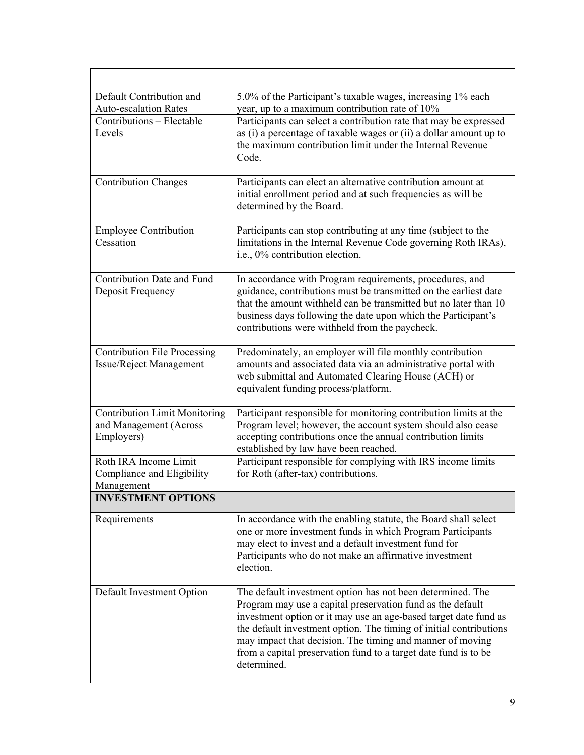| | |
|---|---|
| Default Contribution and Auto-escalation Rates | 5.0% of the Participant's taxable wages, increasing 1% each year, up to a maximum contribution rate of 10% |
| Contributions – Electable Levels | Participants can select a contribution rate that may be expressed as (i) a percentage of taxable wages or (ii) a dollar amount up to the maximum contribution limit under the Internal Revenue Code. |
| Contribution Changes | Participants can elect an alternative contribution amount at initial enrollment period and at such frequencies as will be determined by the Board. |
| Employee Contribution Cessation | Participants can stop contributing at any time (subject to the limitations in the Internal Revenue Code governing Roth IRAs), i.e., 0% contribution election. |
| Contribution Date and Fund Deposit Frequency | In accordance with Program requirements, procedures, and guidance, contributions must be transmitted on the earliest date that the amount withheld can be transmitted but no later than 10 business days following the date upon which the Participant's contributions were withheld from the paycheck. |
| Contribution File Processing Issue/Reject Management | Predominately, an employer will file monthly contribution amounts and associated data via an administrative portal with web submittal and Automated Clearing House (ACH) or equivalent funding process/platform. |
| Contribution Limit Monitoring and Management (Across Employers) | Participant responsible for monitoring contribution limits at the Program level; however, the account system should also cease accepting contributions once the annual contribution limits established by law have been reached. |
| Roth IRA Income Limit Compliance and Eligibility Management | Participant responsible for complying with IRS income limits for Roth (after-tax) contributions. |
| **INVESTMENT OPTIONS** | |
| Requirements | In accordance with the enabling statute, the Board shall select one or more investment funds in which Program Participants may elect to invest and a default investment fund for Participants who do not make an affirmative investment election. |
| Default Investment Option | The default investment option has not been determined. The Program may use a capital preservation fund as the default investment option or it may use an age-based target date fund as the default investment option. The timing of initial contributions may impact that decision. The timing and manner of moving from a capital preservation fund to a target date fund is to be determined. |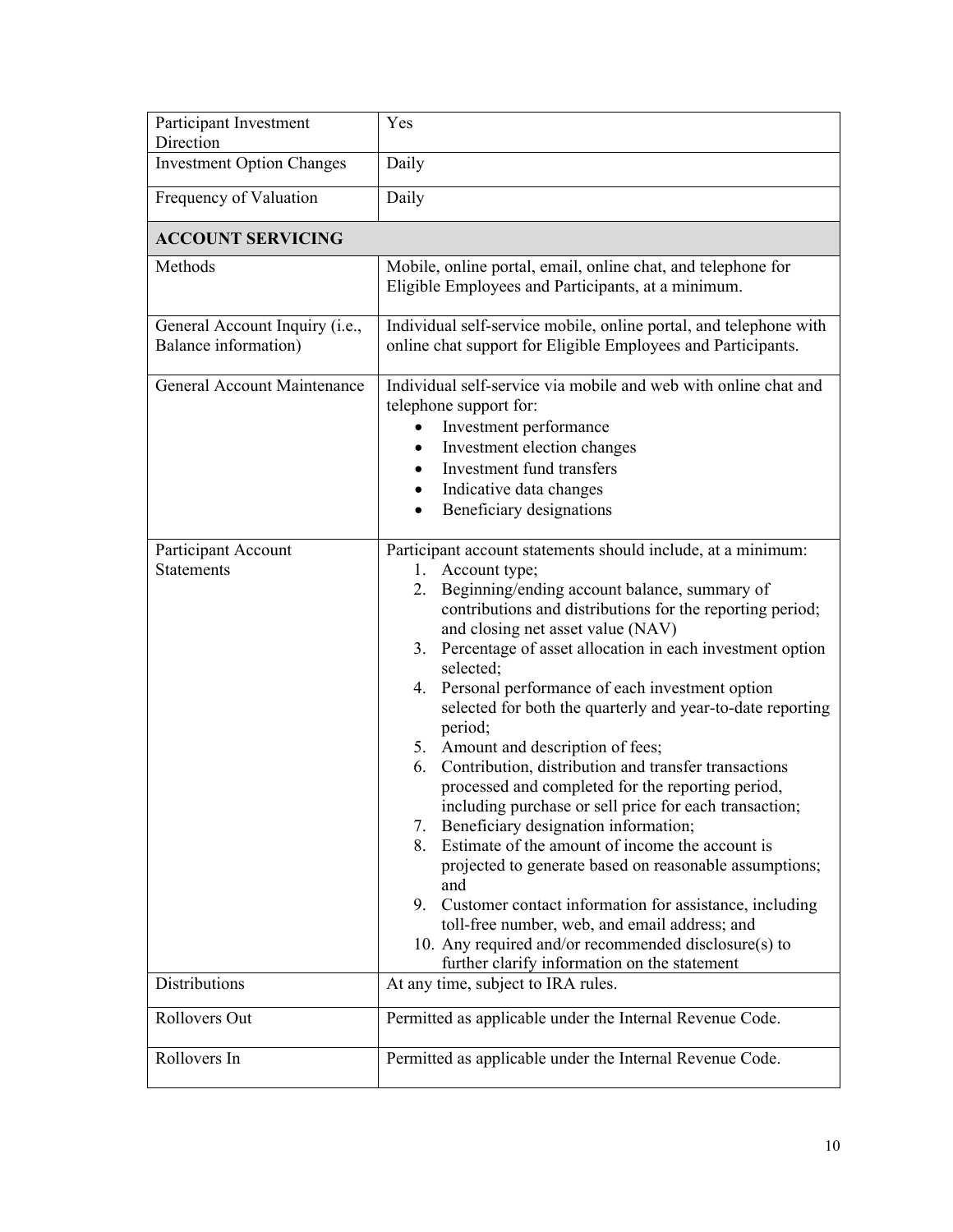| | |
|---|---|
| Participant Investment Direction | Yes |
| Investment Option Changes | Daily |
| Frequency of Valuation | Daily |
| **ACCOUNT SERVICING** | |
| Methods | Mobile, online portal, email, online chat, and telephone for Eligible Employees and Participants, at a minimum. |
| General Account Inquiry (i.e., Balance information) | Individual self-service mobile, online portal, and telephone with online chat support for Eligible Employees and Participants. |
| General Account Maintenance | Individual self-service via mobile and web with online chat and telephone support for:<br>• Investment performance<br>• Investment election changes<br>• Investment fund transfers<br>• Indicative data changes<br>• Beneficiary designations |
| Participant Account Statements | Participant account statements should include, at a minimum:<br>1. Account type;<br>2. Beginning/ending account balance, summary of contributions and distributions for the reporting period; and closing net asset value (NAV)<br>3. Percentage of asset allocation in each investment option selected;<br>4. Personal performance of each investment option selected for both the quarterly and year-to-date reporting period;<br>5. Amount and description of fees;<br>6. Contribution, distribution and transfer transactions processed and completed for the reporting period, including purchase or sell price for each transaction;<br>7. Beneficiary designation information;<br>8. Estimate of the amount of income the account is projected to generate based on reasonable assumptions; and<br>9. Customer contact information for assistance, including toll-free number, web, and email address; and<br>10. Any required and/or recommended disclosure(s) to further clarify information on the statement |
| Distributions | At any time, subject to IRA rules. |
| Rollovers Out | Permitted as applicable under the Internal Revenue Code. |
| Rollovers In | Permitted as applicable under the Internal Revenue Code. |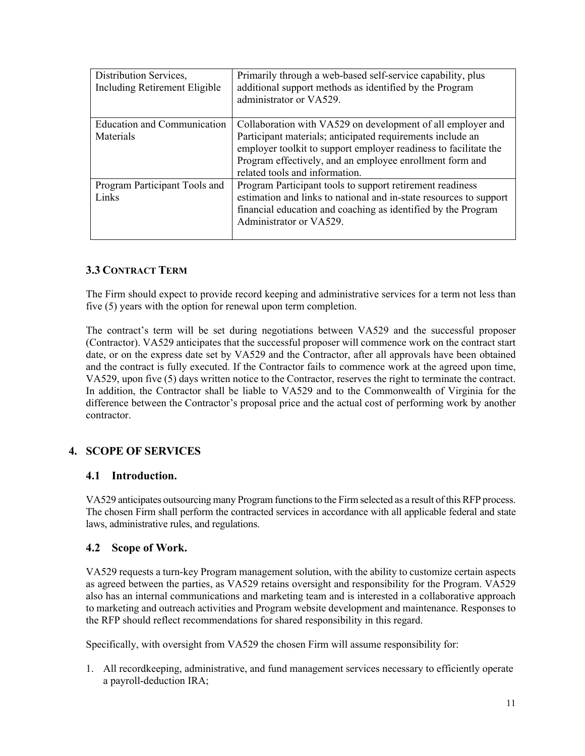| Distribution Services, Including Retirement Eligible | Primarily through a web-based self-service capability, plus additional support methods as identified by the Program administrator or VA529. |
|---|---|
| Education and Communication Materials | Collaboration with VA529 on development of all employer and Participant materials; anticipated requirements include an employer toolkit to support employer readiness to facilitate the Program effectively, and an employee enrollment form and related tools and information. |
| Program Participant Tools and Links | Program Participant tools to support retirement readiness estimation and links to national and in-state resources to support financial education and coaching as identified by the Program Administrator or VA529. |

### 3.3 CONTRACT TERM

The Firm should expect to provide record keeping and administrative services for a term not less than five (5) years with the option for renewal upon term completion.

The contract's term will be set during negotiations between VA529 and the successful proposer (Contractor). VA529 anticipates that the successful proposer will commence work on the contract start date, or on the express date set by VA529 and the Contractor, after all approvals have been obtained and the contract is fully executed. If the Contractor fails to commence work at the agreed upon time, VA529, upon five (5) days written notice to the Contractor, reserves the right to terminate the contract. In addition, the Contractor shall be liable to VA529 and to the Commonwealth of Virginia for the difference between the Contractor's proposal price and the actual cost of performing work by another contractor.

## 4. SCOPE OF SERVICES

### 4.1 Introduction.

VA529 anticipates outsourcing many Program functions to the Firm selected as a result of this RFP process. The chosen Firm shall perform the contracted services in accordance with all applicable federal and state laws, administrative rules, and regulations.

### 4.2 Scope of Work.

VA529 requests a turn-key Program management solution, with the ability to customize certain aspects as agreed between the parties, as VA529 retains oversight and responsibility for the Program. VA529 also has an internal communications and marketing team and is interested in a collaborative approach to marketing and outreach activities and Program website development and maintenance. Responses to the RFP should reflect recommendations for shared responsibility in this regard.

Specifically, with oversight from VA529 the chosen Firm will assume responsibility for:

1. All recordkeeping, administrative, and fund management services necessary to efficiently operate a payroll-deduction IRA;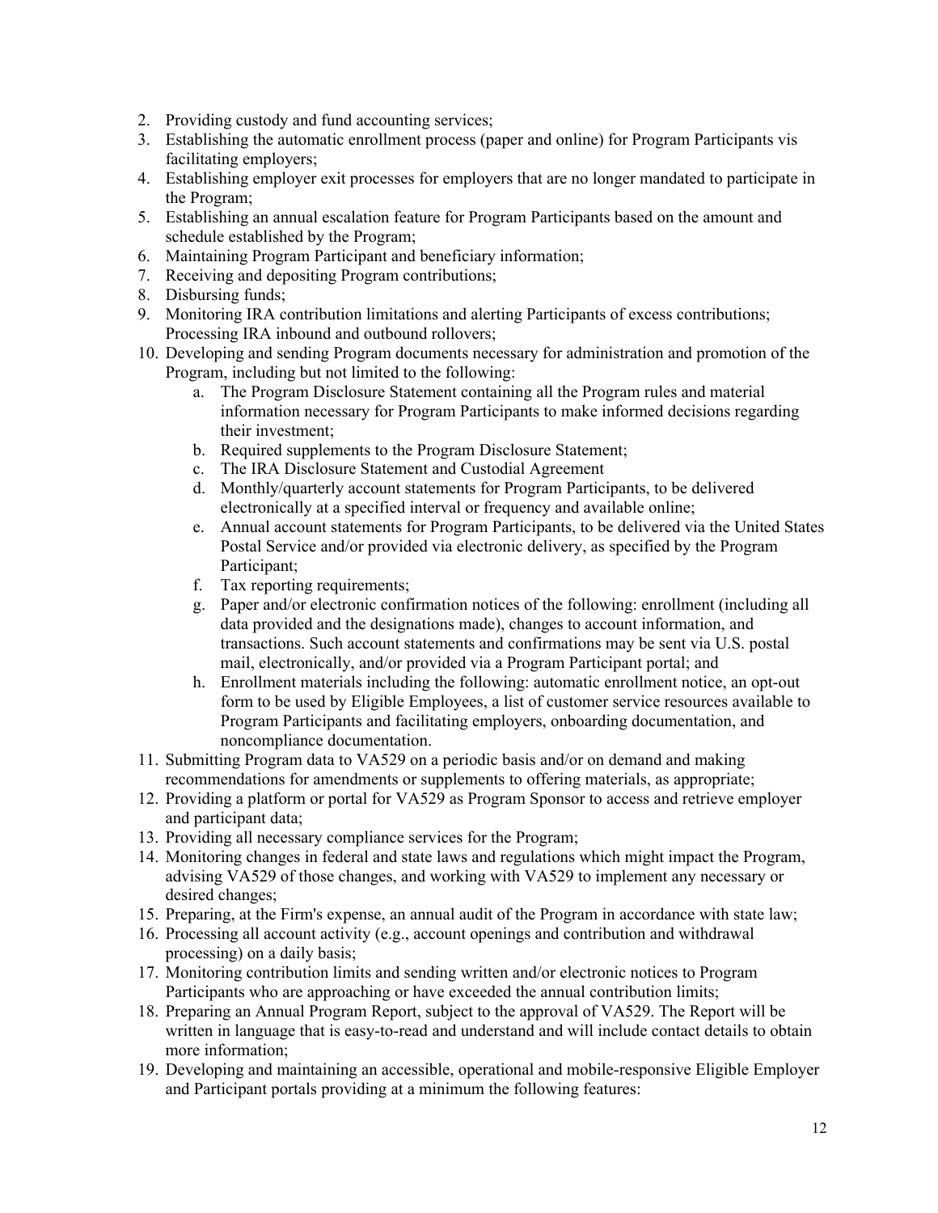2. Providing custody and fund accounting services;
3. Establishing the automatic enrollment process (paper and online) for Program Participants vis facilitating employers;
4. Establishing employer exit processes for employers that are no longer mandated to participate in the Program;
5. Establishing an annual escalation feature for Program Participants based on the amount and schedule established by the Program;
6. Maintaining Program Participant and beneficiary information;
7. Receiving and depositing Program contributions;
8. Disbursing funds;
9. Monitoring IRA contribution limitations and alerting Participants of excess contributions; Processing IRA inbound and outbound rollovers;
10. Developing and sending Program documents necessary for administration and promotion of the Program, including but not limited to the following:
    a. The Program Disclosure Statement containing all the Program rules and material information necessary for Program Participants to make informed decisions regarding their investment;
    b. Required supplements to the Program Disclosure Statement;
    c. The IRA Disclosure Statement and Custodial Agreement
    d. Monthly/quarterly account statements for Program Participants, to be delivered electronically at a specified interval or frequency and available online;
    e. Annual account statements for Program Participants, to be delivered via the United States Postal Service and/or provided via electronic delivery, as specified by the Program Participant;
    f. Tax reporting requirements;
    g. Paper and/or electronic confirmation notices of the following: enrollment (including all data provided and the designations made), changes to account information, and transactions. Such account statements and confirmations may be sent via U.S. postal mail, electronically, and/or provided via a Program Participant portal; and
    h. Enrollment materials including the following: automatic enrollment notice, an opt-out form to be used by Eligible Employees, a list of customer service resources available to Program Participants and facilitating employers, onboarding documentation, and noncompliance documentation.
11. Submitting Program data to VA529 on a periodic basis and/or on demand and making recommendations for amendments or supplements to offering materials, as appropriate;
12. Providing a platform or portal for VA529 as Program Sponsor to access and retrieve employer and participant data;
13. Providing all necessary compliance services for the Program;
14. Monitoring changes in federal and state laws and regulations which might impact the Program, advising VA529 of those changes, and working with VA529 to implement any necessary or desired changes;
15. Preparing, at the Firm's expense, an annual audit of the Program in accordance with state law;
16. Processing all account activity (e.g., account openings and contribution and withdrawal processing) on a daily basis;
17. Monitoring contribution limits and sending written and/or electronic notices to Program Participants who are approaching or have exceeded the annual contribution limits;
18. Preparing an Annual Program Report, subject to the approval of VA529. The Report will be written in language that is easy-to-read and understand and will include contact details to obtain more information;
19. Developing and maintaining an accessible, operational and mobile-responsive Eligible Employer and Participant portals providing at a minimum the following features: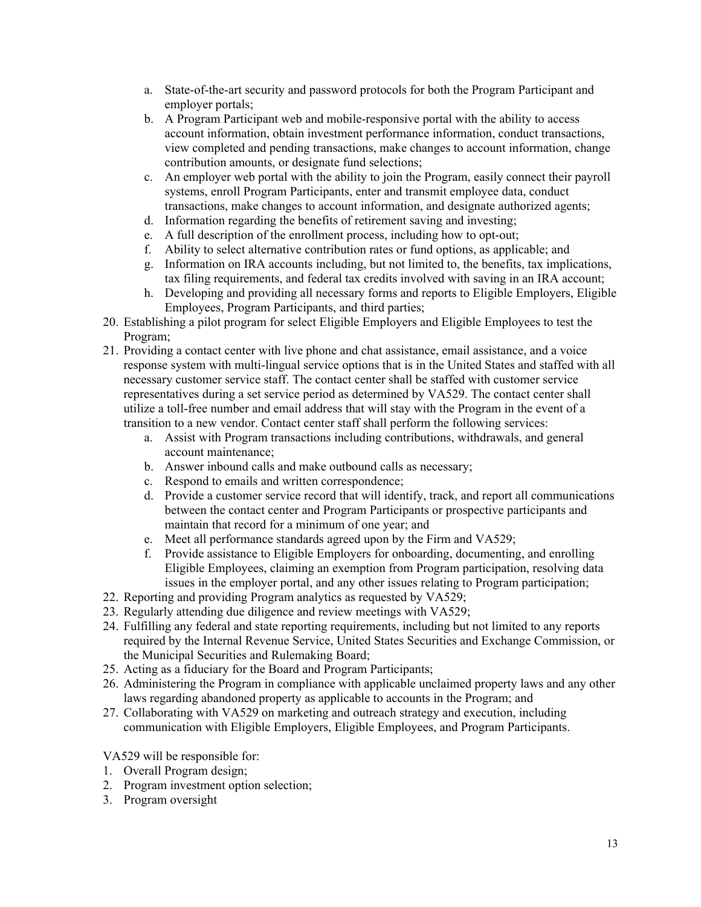a. State-of-the-art security and password protocols for both the Program Participant and employer portals;
   b. A Program Participant web and mobile-responsive portal with the ability to access account information, obtain investment performance information, conduct transactions, view completed and pending transactions, make changes to account information, change contribution amounts, or designate fund selections;
   c. An employer web portal with the ability to join the Program, easily connect their payroll systems, enroll Program Participants, enter and transmit employee data, conduct transactions, make changes to account information, and designate authorized agents;
   d. Information regarding the benefits of retirement saving and investing;
   e. A full description of the enrollment process, including how to opt-out;
   f. Ability to select alternative contribution rates or fund options, as applicable; and
   g. Information on IRA accounts including, but not limited to, the benefits, tax implications, tax filing requirements, and federal tax credits involved with saving in an IRA account;
   h. Developing and providing all necessary forms and reports to Eligible Employers, Eligible Employees, Program Participants, and third parties;

20. Establishing a pilot program for select Eligible Employers and Eligible Employees to test the Program;
21. Providing a contact center with live phone and chat assistance, email assistance, and a voice response system with multi-lingual service options that is in the United States and staffed with all necessary customer service staff. The contact center shall be staffed with customer service representatives during a set service period as determined by VA529. The contact center shall utilize a toll-free number and email address that will stay with the Program in the event of a transition to a new vendor. Contact center staff shall perform the following services:
    a. Assist with Program transactions including contributions, withdrawals, and general account maintenance;
    b. Answer inbound calls and make outbound calls as necessary;
    c. Respond to emails and written correspondence;
    d. Provide a customer service record that will identify, track, and report all communications between the contact center and Program Participants or prospective participants and maintain that record for a minimum of one year; and
    e. Meet all performance standards agreed upon by the Firm and VA529;
    f. Provide assistance to Eligible Employers for onboarding, documenting, and enrolling Eligible Employees, claiming an exemption from Program participation, resolving data issues in the employer portal, and any other issues relating to Program participation;
22. Reporting and providing Program analytics as requested by VA529;
23. Regularly attending due diligence and review meetings with VA529;
24. Fulfilling any federal and state reporting requirements, including but not limited to any reports required by the Internal Revenue Service, United States Securities and Exchange Commission, or the Municipal Securities and Rulemaking Board;
25. Acting as a fiduciary for the Board and Program Participants;
26. Administering the Program in compliance with applicable unclaimed property laws and any other laws regarding abandoned property as applicable to accounts in the Program; and
27. Collaborating with VA529 on marketing and outreach strategy and execution, including communication with Eligible Employers, Eligible Employees, and Program Participants.

VA529 will be responsible for:

1. Overall Program design;
2. Program investment option selection;
3. Program oversight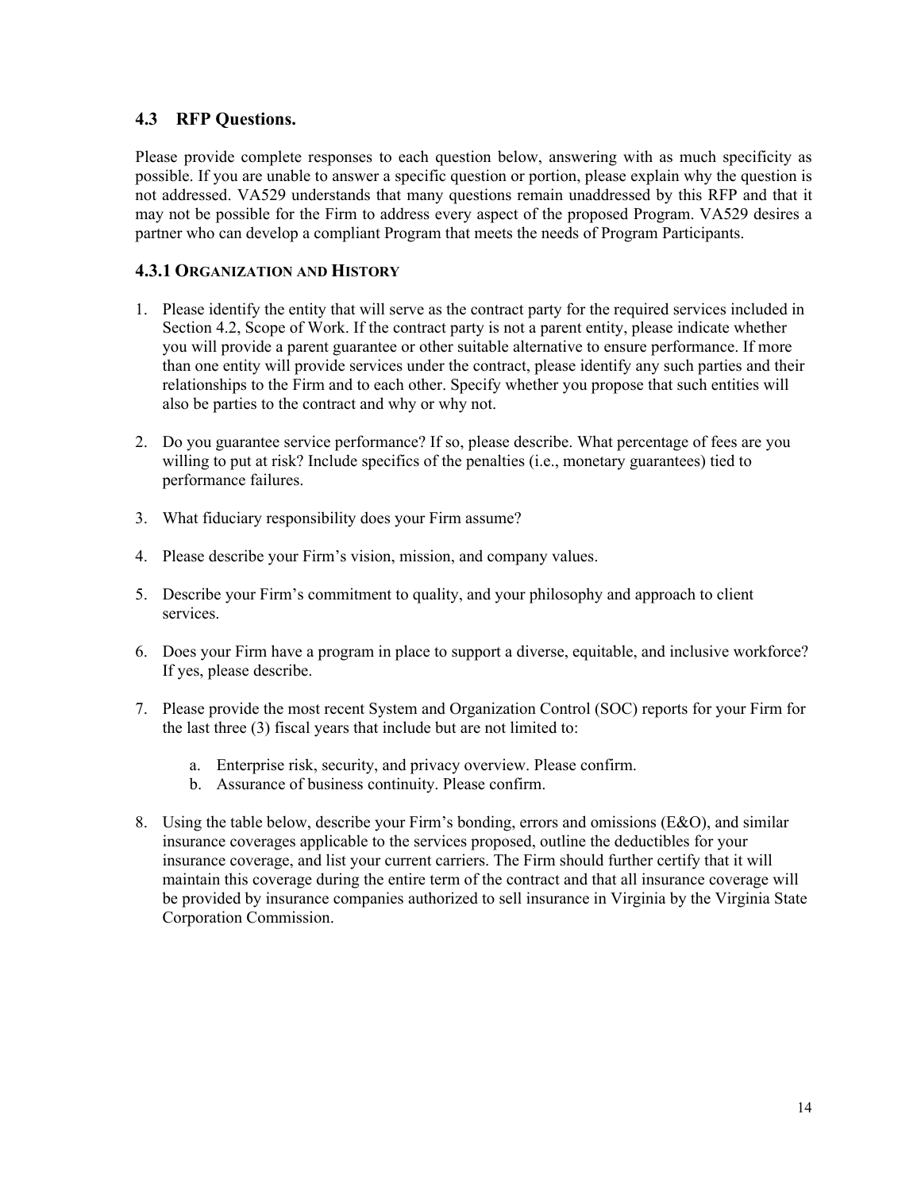## 4.3 RFP Questions.

Please provide complete responses to each question below, answering with as much specificity as possible. If you are unable to answer a specific question or portion, please explain why the question is not addressed. VA529 understands that many questions remain unaddressed by this RFP and that it may not be possible for the Firm to address every aspect of the proposed Program. VA529 desires a partner who can develop a compliant Program that meets the needs of Program Participants.

### 4.3.1 Organization and History

1. Please identify the entity that will serve as the contract party for the required services included in Section 4.2, Scope of Work. If the contract party is not a parent entity, please indicate whether you will provide a parent guarantee or other suitable alternative to ensure performance. If more than one entity will provide services under the contract, please identify any such parties and their relationships to the Firm and to each other. Specify whether you propose that such entities will also be parties to the contract and why or why not.

2. Do you guarantee service performance? If so, please describe. What percentage of fees are you willing to put at risk? Include specifics of the penalties (i.e., monetary guarantees) tied to performance failures.

3. What fiduciary responsibility does your Firm assume?

4. Please describe your Firm's vision, mission, and company values.

5. Describe your Firm's commitment to quality, and your philosophy and approach to client services.

6. Does your Firm have a program in place to support a diverse, equitable, and inclusive workforce? If yes, please describe.

7. Please provide the most recent System and Organization Control (SOC) reports for your Firm for the last three (3) fiscal years that include but are not limited to:

   a. Enterprise risk, security, and privacy overview. Please confirm.
   b. Assurance of business continuity. Please confirm.

8. Using the table below, describe your Firm's bonding, errors and omissions (E&O), and similar insurance coverages applicable to the services proposed, outline the deductibles for your insurance coverage, and list your current carriers. The Firm should further certify that it will maintain this coverage during the entire term of the contract and that all insurance coverage will be provided by insurance companies authorized to sell insurance in Virginia by the Virginia State Corporation Commission.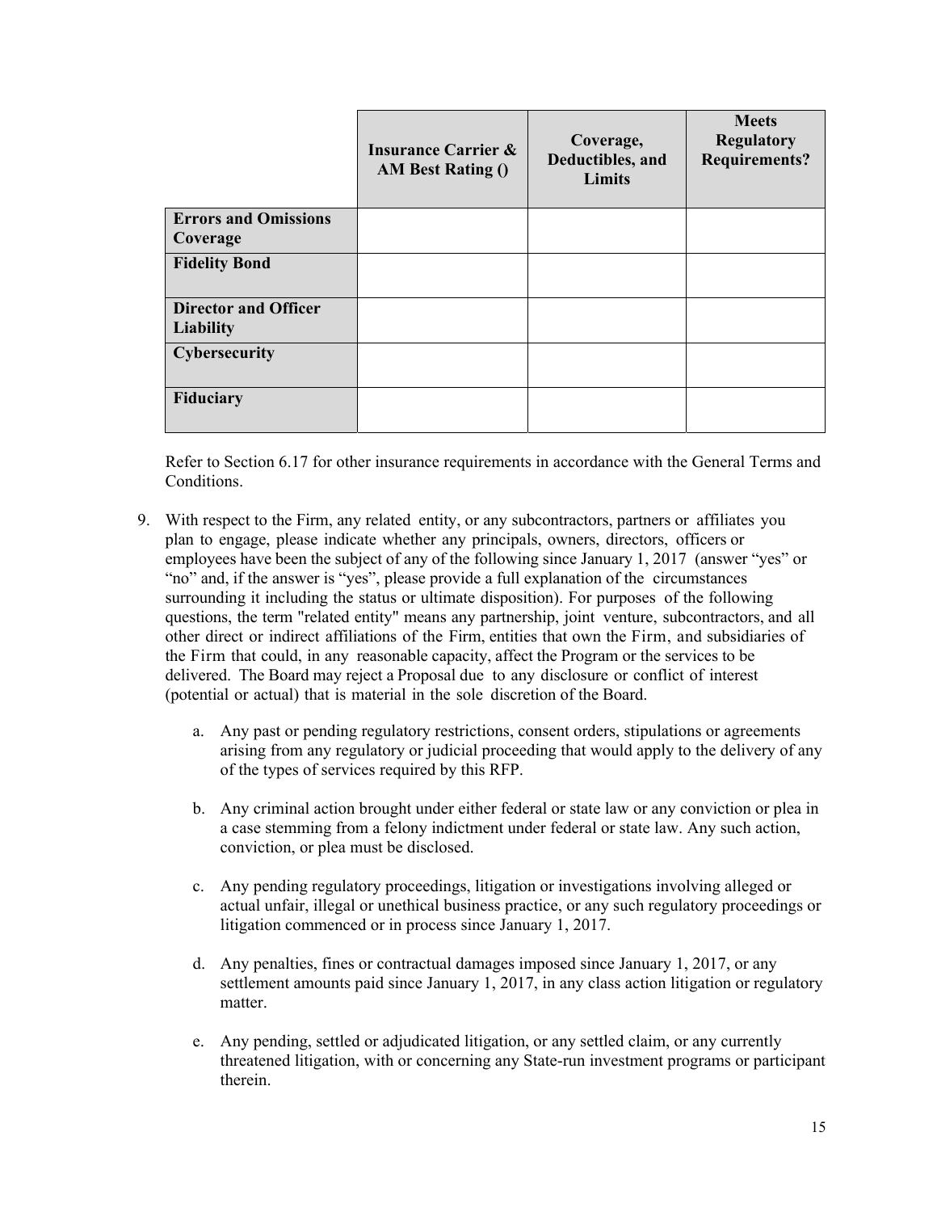| | Insurance Carrier & AM Best Rating () | Coverage, Deductibles, and Limits | Meets Regulatory Requirements? |
|---|---|---|---|
| **Errors and Omissions Coverage** | | | |
| **Fidelity Bond** | | | |
| **Director and Officer Liability** | | | |
| **Cybersecurity** | | | |
| **Fiduciary** | | | |

Refer to Section 6.17 for other insurance requirements in accordance with the General Terms and Conditions.

9. With respect to the Firm, any related entity, or any subcontractors, partners or affiliates you plan to engage, please indicate whether any principals, owners, directors, officers or employees have been the subject of any of the following since January 1, 2017 (answer "yes" or "no" and, if the answer is "yes", please provide a full explanation of the circumstances surrounding it including the status or ultimate disposition). For purposes of the following questions, the term "related entity" means any partnership, joint venture, subcontractors, and all other direct or indirect affiliations of the Firm, entities that own the Firm, and subsidiaries of the Firm that could, in any reasonable capacity, affect the Program or the services to be delivered. The Board may reject a Proposal due to any disclosure or conflict of interest (potential or actual) that is material in the sole discretion of the Board.

    a. Any past or pending regulatory restrictions, consent orders, stipulations or agreements arising from any regulatory or judicial proceeding that would apply to the delivery of any of the types of services required by this RFP.

    b. Any criminal action brought under either federal or state law or any conviction or plea in a case stemming from a felony indictment under federal or state law. Any such action, conviction, or plea must be disclosed.

    c. Any pending regulatory proceedings, litigation or investigations involving alleged or actual unfair, illegal or unethical business practice, or any such regulatory proceedings or litigation commenced or in process since January 1, 2017.

    d. Any penalties, fines or contractual damages imposed since January 1, 2017, or any settlement amounts paid since January 1, 2017, in any class action litigation or regulatory matter.

    e. Any pending, settled or adjudicated litigation, or any settled claim, or any currently threatened litigation, with or concerning any State-run investment programs or participant therein.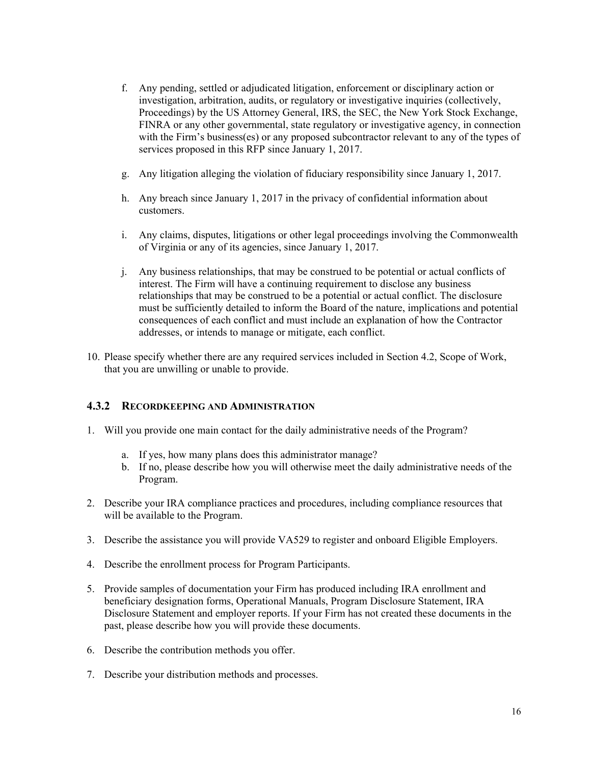f. Any pending, settled or adjudicated litigation, enforcement or disciplinary action or investigation, arbitration, audits, or regulatory or investigative inquiries (collectively, Proceedings) by the US Attorney General, IRS, the SEC, the New York Stock Exchange, FINRA or any other governmental, state regulatory or investigative agency, in connection with the Firm's business(es) or any proposed subcontractor relevant to any of the types of services proposed in this RFP since January 1, 2017.

g. Any litigation alleging the violation of fiduciary responsibility since January 1, 2017.

h. Any breach since January 1, 2017 in the privacy of confidential information about customers.

i. Any claims, disputes, litigations or other legal proceedings involving the Commonwealth of Virginia or any of its agencies, since January 1, 2017.

j. Any business relationships, that may be construed to be potential or actual conflicts of interest. The Firm will have a continuing requirement to disclose any business relationships that may be construed to be a potential or actual conflict. The disclosure must be sufficiently detailed to inform the Board of the nature, implications and potential consequences of each conflict and must include an explanation of how the Contractor addresses, or intends to manage or mitigate, each conflict.

10. Please specify whether there are any required services included in Section 4.2, Scope of Work, that you are unwilling or unable to provide.

### 4.3.2 Recordkeeping and Administration

1. Will you provide one main contact for the daily administrative needs of the Program?
   a. If yes, how many plans does this administrator manage?
   b. If no, please describe how you will otherwise meet the daily administrative needs of the Program.
2. Describe your IRA compliance practices and procedures, including compliance resources that will be available to the Program.
3. Describe the assistance you will provide VA529 to register and onboard Eligible Employers.
4. Describe the enrollment process for Program Participants.
5. Provide samples of documentation your Firm has produced including IRA enrollment and beneficiary designation forms, Operational Manuals, Program Disclosure Statement, IRA Disclosure Statement and employer reports. If your Firm has not created these documents in the past, please describe how you will provide these documents.
6. Describe the contribution methods you offer.
7. Describe your distribution methods and processes.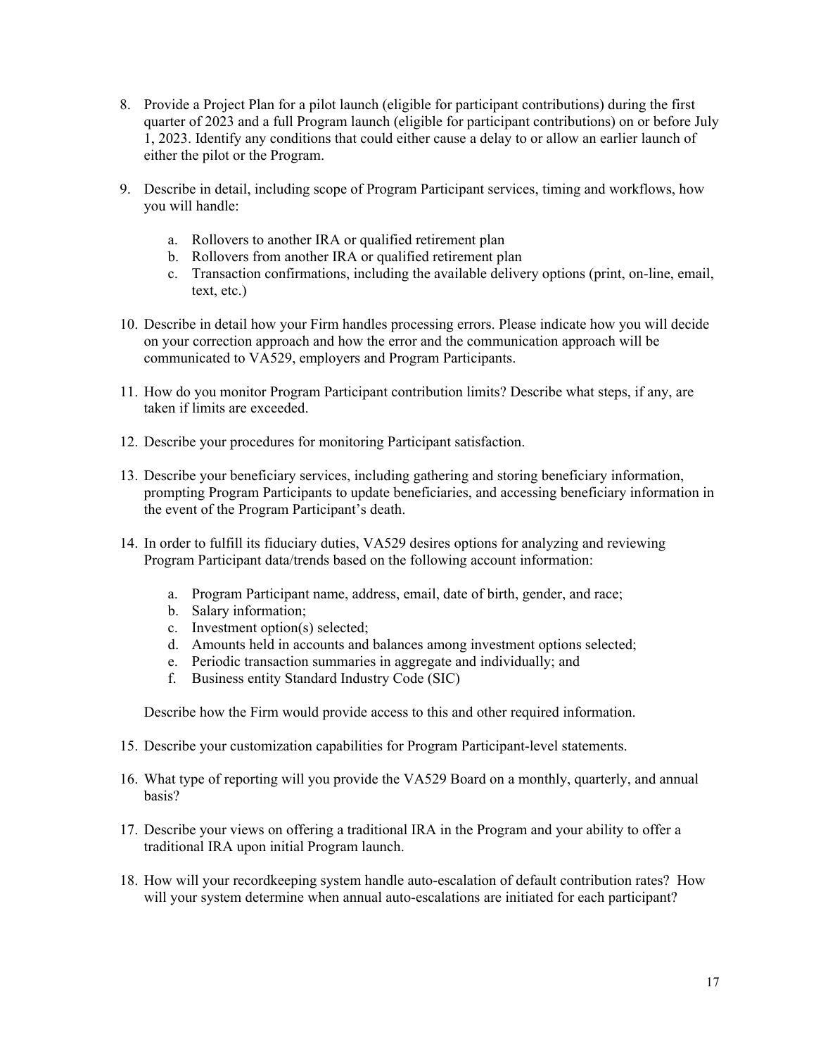8. Provide a Project Plan for a pilot launch (eligible for participant contributions) during the first quarter of 2023 and a full Program launch (eligible for participant contributions) on or before July 1, 2023. Identify any conditions that could either cause a delay to or allow an earlier launch of either the pilot or the Program.

9. Describe in detail, including scope of Program Participant services, timing and workflows, how you will handle:

   a. Rollovers to another IRA or qualified retirement plan
   b. Rollovers from another IRA or qualified retirement plan
   c. Transaction confirmations, including the available delivery options (print, on-line, email, text, etc.)

10. Describe in detail how your Firm handles processing errors. Please indicate how you will decide on your correction approach and how the error and the communication approach will be communicated to VA529, employers and Program Participants.

11. How do you monitor Program Participant contribution limits? Describe what steps, if any, are taken if limits are exceeded.

12. Describe your procedures for monitoring Participant satisfaction.

13. Describe your beneficiary services, including gathering and storing beneficiary information, prompting Program Participants to update beneficiaries, and accessing beneficiary information in the event of the Program Participant's death.

14. In order to fulfill its fiduciary duties, VA529 desires options for analyzing and reviewing Program Participant data/trends based on the following account information:

   a. Program Participant name, address, email, date of birth, gender, and race;
   b. Salary information;
   c. Investment option(s) selected;
   d. Amounts held in accounts and balances among investment options selected;
   e. Periodic transaction summaries in aggregate and individually; and
   f. Business entity Standard Industry Code (SIC)

   Describe how the Firm would provide access to this and other required information.

15. Describe your customization capabilities for Program Participant-level statements.

16. What type of reporting will you provide the VA529 Board on a monthly, quarterly, and annual basis?

17. Describe your views on offering a traditional IRA in the Program and your ability to offer a traditional IRA upon initial Program launch.

18. How will your recordkeeping system handle auto-escalation of default contribution rates? How will your system determine when annual auto-escalations are initiated for each participant?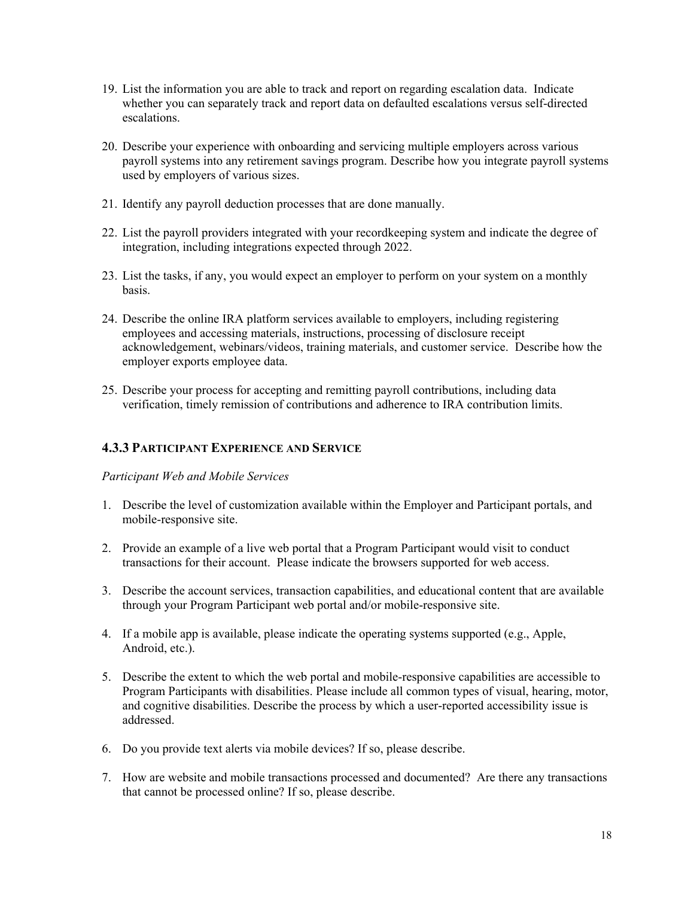19. List the information you are able to track and report on regarding escalation data. Indicate whether you can separately track and report data on defaulted escalations versus self-directed escalations.

20. Describe your experience with onboarding and servicing multiple employers across various payroll systems into any retirement savings program. Describe how you integrate payroll systems used by employers of various sizes.

21. Identify any payroll deduction processes that are done manually.

22. List the payroll providers integrated with your recordkeeping system and indicate the degree of integration, including integrations expected through 2022.

23. List the tasks, if any, you would expect an employer to perform on your system on a monthly basis.

24. Describe the online IRA platform services available to employers, including registering employees and accessing materials, instructions, processing of disclosure receipt acknowledgement, webinars/videos, training materials, and customer service. Describe how the employer exports employee data.

25. Describe your process for accepting and remitting payroll contributions, including data verification, timely remission of contributions and adherence to IRA contribution limits.

### 4.3.3 Participant Experience and Service

*Participant Web and Mobile Services*

1. Describe the level of customization available within the Employer and Participant portals, and mobile-responsive site.

2. Provide an example of a live web portal that a Program Participant would visit to conduct transactions for their account. Please indicate the browsers supported for web access.

3. Describe the account services, transaction capabilities, and educational content that are available through your Program Participant web portal and/or mobile-responsive site.

4. If a mobile app is available, please indicate the operating systems supported (e.g., Apple, Android, etc.).

5. Describe the extent to which the web portal and mobile-responsive capabilities are accessible to Program Participants with disabilities. Please include all common types of visual, hearing, motor, and cognitive disabilities. Describe the process by which a user-reported accessibility issue is addressed.

6. Do you provide text alerts via mobile devices? If so, please describe.

7. How are website and mobile transactions processed and documented? Are there any transactions that cannot be processed online? If so, please describe.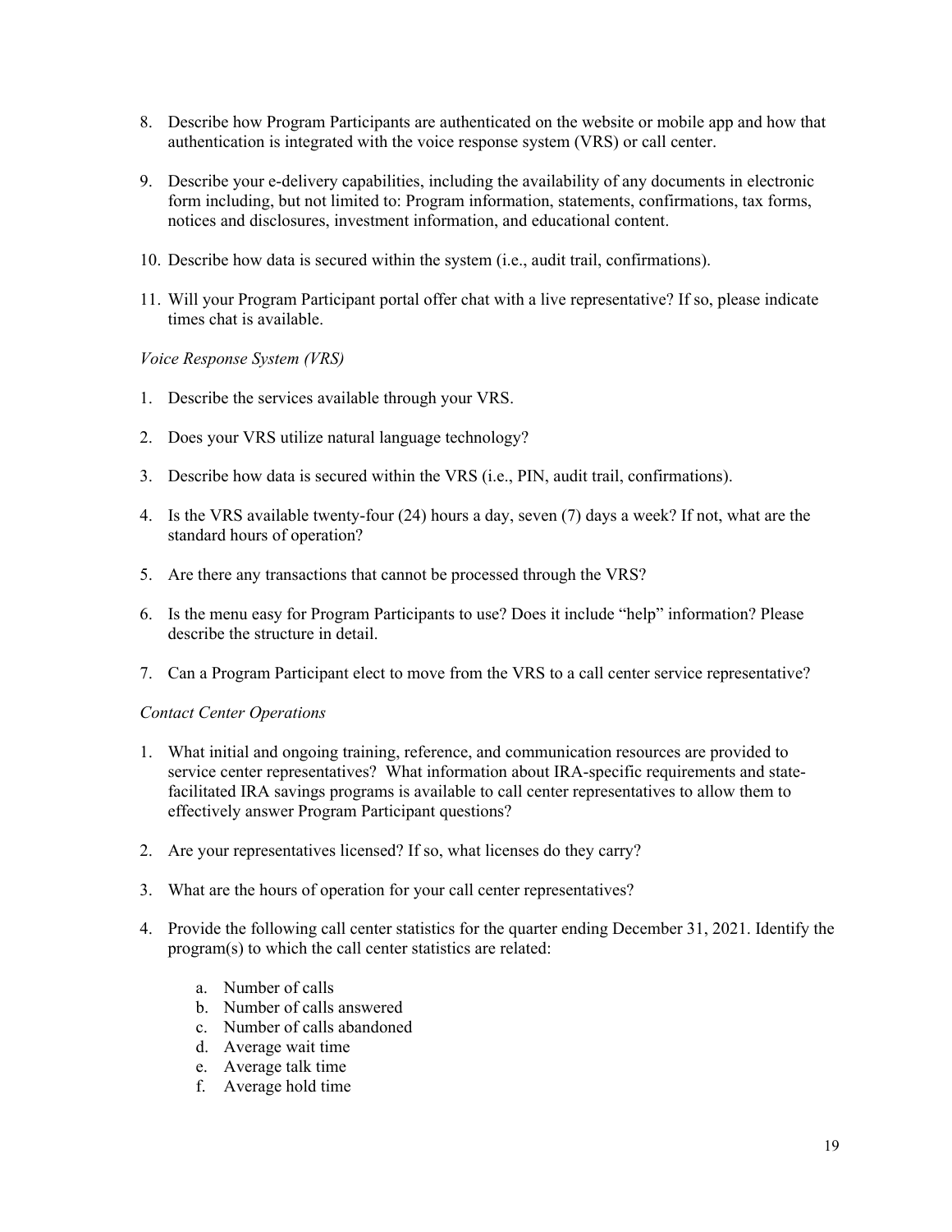8. Describe how Program Participants are authenticated on the website or mobile app and how that authentication is integrated with the voice response system (VRS) or call center.

9. Describe your e-delivery capabilities, including the availability of any documents in electronic form including, but not limited to: Program information, statements, confirmations, tax forms, notices and disclosures, investment information, and educational content.

10. Describe how data is secured within the system (i.e., audit trail, confirmations).

11. Will your Program Participant portal offer chat with a live representative? If so, please indicate times chat is available.

*Voice Response System (VRS)*

1. Describe the services available through your VRS.

2. Does your VRS utilize natural language technology?

3. Describe how data is secured within the VRS (i.e., PIN, audit trail, confirmations).

4. Is the VRS available twenty-four (24) hours a day, seven (7) days a week? If not, what are the standard hours of operation?

5. Are there any transactions that cannot be processed through the VRS?

6. Is the menu easy for Program Participants to use? Does it include "help" information? Please describe the structure in detail.

7. Can a Program Participant elect to move from the VRS to a call center service representative?

*Contact Center Operations*

1. What initial and ongoing training, reference, and communication resources are provided to service center representatives? What information about IRA-specific requirements and state-facilitated IRA savings programs is available to call center representatives to allow them to effectively answer Program Participant questions?

2. Are your representatives licensed? If so, what licenses do they carry?

3. What are the hours of operation for your call center representatives?

4. Provide the following call center statistics for the quarter ending December 31, 2021. Identify the program(s) to which the call center statistics are related:

   a. Number of calls
   b. Number of calls answered
   c. Number of calls abandoned
   d. Average wait time
   e. Average talk time
   f. Average hold time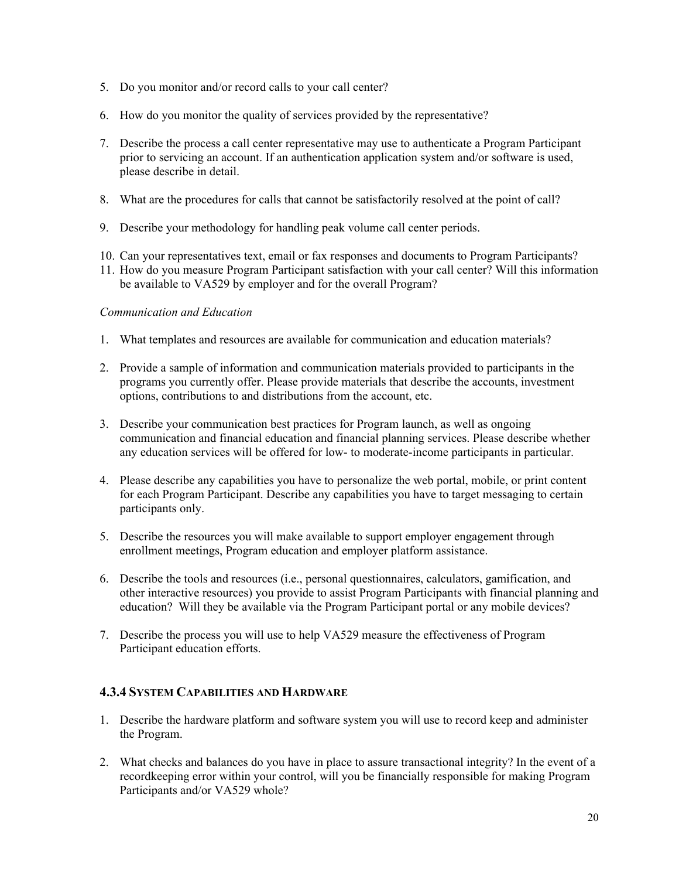5. Do you monitor and/or record calls to your call center?

6. How do you monitor the quality of services provided by the representative?

7. Describe the process a call center representative may use to authenticate a Program Participant prior to servicing an account. If an authentication application system and/or software is used, please describe in detail.

8. What are the procedures for calls that cannot be satisfactorily resolved at the point of call?

9. Describe your methodology for handling peak volume call center periods.

10. Can your representatives text, email or fax responses and documents to Program Participants?
11. How do you measure Program Participant satisfaction with your call center? Will this information be available to VA529 by employer and for the overall Program?

*Communication and Education*

1. What templates and resources are available for communication and education materials?

2. Provide a sample of information and communication materials provided to participants in the programs you currently offer. Please provide materials that describe the accounts, investment options, contributions to and distributions from the account, etc.

3. Describe your communication best practices for Program launch, as well as ongoing communication and financial education and financial planning services. Please describe whether any education services will be offered for low- to moderate-income participants in particular.

4. Please describe any capabilities you have to personalize the web portal, mobile, or print content for each Program Participant. Describe any capabilities you have to target messaging to certain participants only.

5. Describe the resources you will make available to support employer engagement through enrollment meetings, Program education and employer platform assistance.

6. Describe the tools and resources (i.e., personal questionnaires, calculators, gamification, and other interactive resources) you provide to assist Program Participants with financial planning and education? Will they be available via the Program Participant portal or any mobile devices?

7. Describe the process you will use to help VA529 measure the effectiveness of Program Participant education efforts.

### 4.3.4 System Capabilities and Hardware

1. Describe the hardware platform and software system you will use to record keep and administer the Program.

2. What checks and balances do you have in place to assure transactional integrity? In the event of a recordkeeping error within your control, will you be financially responsible for making Program Participants and/or VA529 whole?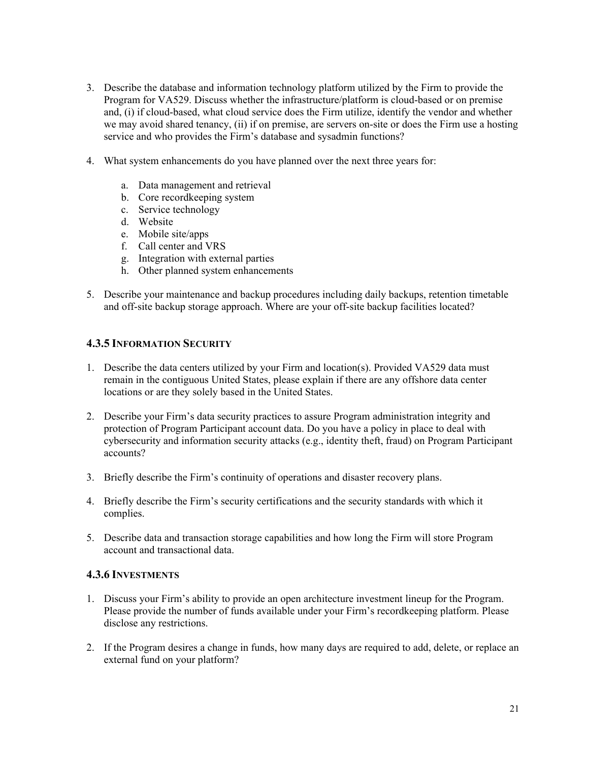3. Describe the database and information technology platform utilized by the Firm to provide the Program for VA529. Discuss whether the infrastructure/platform is cloud-based or on premise and, (i) if cloud-based, what cloud service does the Firm utilize, identify the vendor and whether we may avoid shared tenancy, (ii) if on premise, are servers on-site or does the Firm use a hosting service and who provides the Firm's database and sysadmin functions?

4. What system enhancements do you have planned over the next three years for:

   a. Data management and retrieval
   b. Core recordkeeping system
   c. Service technology
   d. Website
   e. Mobile site/apps
   f. Call center and VRS
   g. Integration with external parties
   h. Other planned system enhancements

5. Describe your maintenance and backup procedures including daily backups, retention timetable and off-site backup storage approach. Where are your off-site backup facilities located?

### 4.3.5 Information Security

1. Describe the data centers utilized by your Firm and location(s). Provided VA529 data must remain in the contiguous United States, please explain if there are any offshore data center locations or are they solely based in the United States.

2. Describe your Firm's data security practices to assure Program administration integrity and protection of Program Participant account data. Do you have a policy in place to deal with cybersecurity and information security attacks (e.g., identity theft, fraud) on Program Participant accounts?

3. Briefly describe the Firm's continuity of operations and disaster recovery plans.

4. Briefly describe the Firm's security certifications and the security standards with which it complies.

5. Describe data and transaction storage capabilities and how long the Firm will store Program account and transactional data.

### 4.3.6 Investments

1. Discuss your Firm's ability to provide an open architecture investment lineup for the Program. Please provide the number of funds available under your Firm's recordkeeping platform. Please disclose any restrictions.

2. If the Program desires a change in funds, how many days are required to add, delete, or replace an external fund on your platform?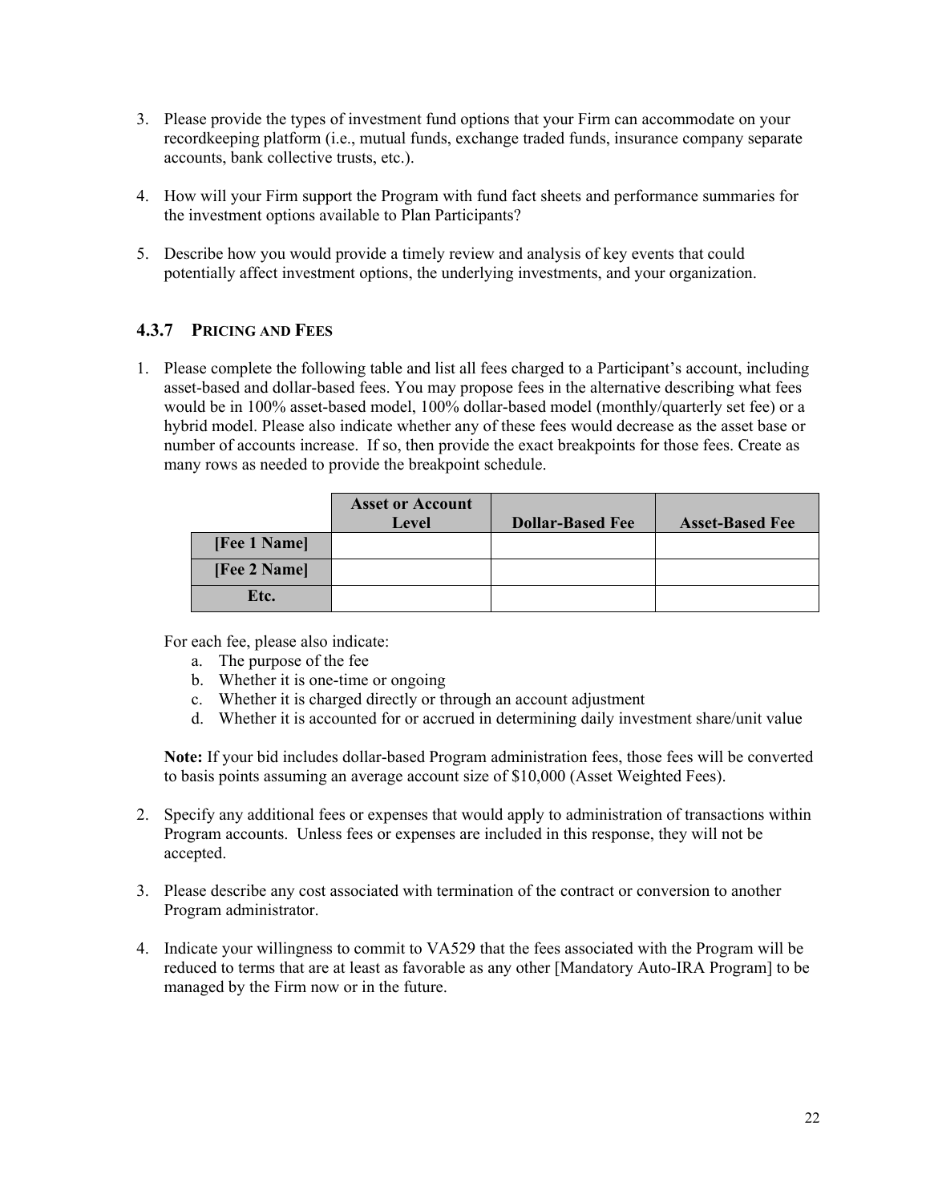3. Please provide the types of investment fund options that your Firm can accommodate on your recordkeeping platform (i.e., mutual funds, exchange traded funds, insurance company separate accounts, bank collective trusts, etc.).

4. How will your Firm support the Program with fund fact sheets and performance summaries for the investment options available to Plan Participants?

5. Describe how you would provide a timely review and analysis of key events that could potentially affect investment options, the underlying investments, and your organization.

### 4.3.7 PRICING AND FEES

1. Please complete the following table and list all fees charged to a Participant's account, including asset-based and dollar-based fees. You may propose fees in the alternative describing what fees would be in 100% asset-based model, 100% dollar-based model (monthly/quarterly set fee) or a hybrid model. Please also indicate whether any of these fees would decrease as the asset base or number of accounts increase. If so, then provide the exact breakpoints for those fees. Create as many rows as needed to provide the breakpoint schedule.

| | Asset or Account Level | Dollar-Based Fee | Asset-Based Fee |
|---|---|---|---|
| **[Fee 1 Name]** | | | |
| **[Fee 2 Name]** | | | |
| **Etc.** | | | |

   For each fee, please also indicate:

   a. The purpose of the fee
   b. Whether it is one-time or ongoing
   c. Whether it is charged directly or through an account adjustment
   d. Whether it is accounted for or accrued in determining daily investment share/unit value

   **Note:** If your bid includes dollar-based Program administration fees, those fees will be converted to basis points assuming an average account size of $10,000 (Asset Weighted Fees).

2. Specify any additional fees or expenses that would apply to administration of transactions within Program accounts. Unless fees or expenses are included in this response, they will not be accepted.

3. Please describe any cost associated with termination of the contract or conversion to another Program administrator.

4. Indicate your willingness to commit to VA529 that the fees associated with the Program will be reduced to terms that are at least as favorable as any other [Mandatory Auto-IRA Program] to be managed by the Firm now or in the future.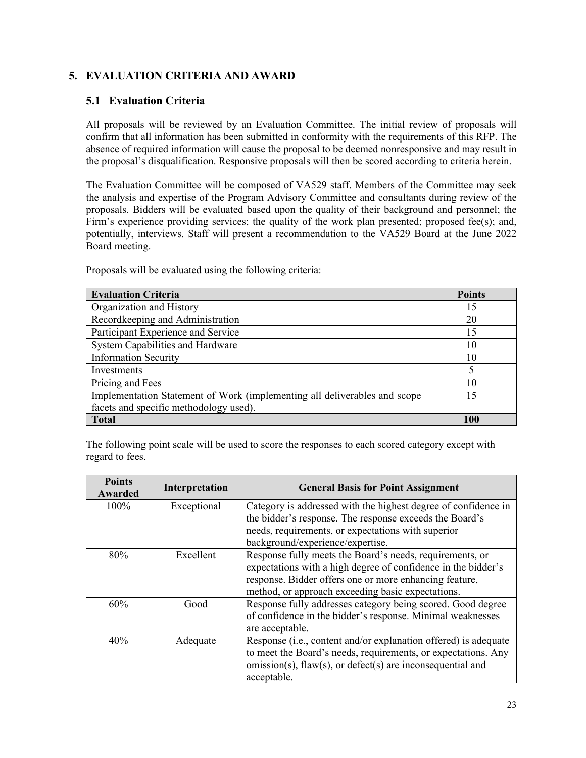## 5. EVALUATION CRITERIA AND AWARD

### 5.1 Evaluation Criteria

All proposals will be reviewed by an Evaluation Committee. The initial review of proposals will confirm that all information has been submitted in conformity with the requirements of this RFP. The absence of required information will cause the proposal to be deemed nonresponsive and may result in the proposal's disqualification. Responsive proposals will then be scored according to criteria herein.

The Evaluation Committee will be composed of VA529 staff. Members of the Committee may seek the analysis and expertise of the Program Advisory Committee and consultants during review of the proposals. Bidders will be evaluated based upon the quality of their background and personnel; the Firm's experience providing services; the quality of the work plan presented; proposed fee(s); and, potentially, interviews. Staff will present a recommendation to the VA529 Board at the June 2022 Board meeting.

Proposals will be evaluated using the following criteria:

| Evaluation Criteria | Points |
|---|---|
| Organization and History | 15 |
| Recordkeeping and Administration | 20 |
| Participant Experience and Service | 15 |
| System Capabilities and Hardware | 10 |
| Information Security | 10 |
| Investments | 5 |
| Pricing and Fees | 10 |
| Implementation Statement of Work (implementing all deliverables and scope facets and specific methodology used). | 15 |
| **Total** | **100** |

The following point scale will be used to score the responses to each scored category except with regard to fees.

| Points Awarded | Interpretation | General Basis for Point Assignment |
|---|---|---|
| 100% | Exceptional | Category is addressed with the highest degree of confidence in the bidder's response. The response exceeds the Board's needs, requirements, or expectations with superior background/experience/expertise. |
| 80% | Excellent | Response fully meets the Board's needs, requirements, or expectations with a high degree of confidence in the bidder's response. Bidder offers one or more enhancing feature, method, or approach exceeding basic expectations. |
| 60% | Good | Response fully addresses category being scored. Good degree of confidence in the bidder's response. Minimal weaknesses are acceptable. |
| 40% | Adequate | Response (i.e., content and/or explanation offered) is adequate to meet the Board's needs, requirements, or expectations. Any omission(s), flaw(s), or defect(s) are inconsequential and acceptable. |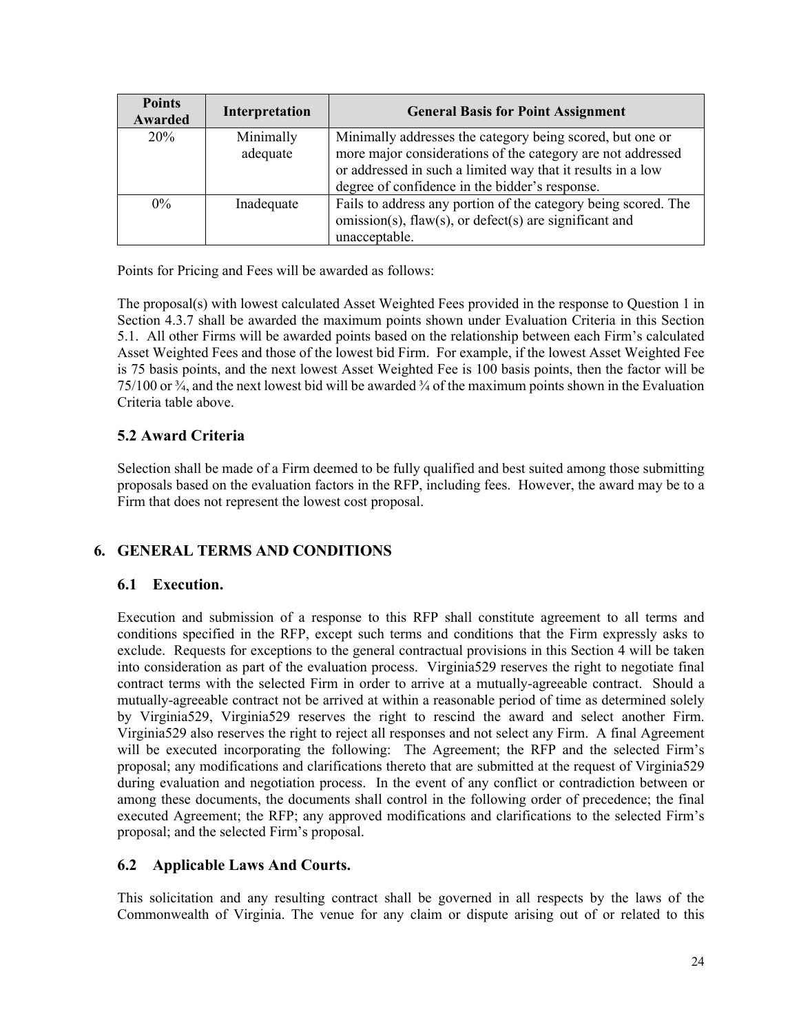| Points Awarded | Interpretation | General Basis for Point Assignment |
|---|---|---|
| 20% | Minimally adequate | Minimally addresses the category being scored, but one or more major considerations of the category are not addressed or addressed in such a limited way that it results in a low degree of confidence in the bidder's response. |
| 0% | Inadequate | Fails to address any portion of the category being scored. The omission(s), flaw(s), or defect(s) are significant and unacceptable. |

Points for Pricing and Fees will be awarded as follows:

The proposal(s) with lowest calculated Asset Weighted Fees provided in the response to Question 1 in Section 4.3.7 shall be awarded the maximum points shown under Evaluation Criteria in this Section 5.1. All other Firms will be awarded points based on the relationship between each Firm's calculated Asset Weighted Fees and those of the lowest bid Firm. For example, if the lowest Asset Weighted Fee is 75 basis points, and the next lowest Asset Weighted Fee is 100 basis points, then the factor will be 75/100 or ¾, and the next lowest bid will be awarded ¾ of the maximum points shown in the Evaluation Criteria table above.

## 5.2 Award Criteria

Selection shall be made of a Firm deemed to be fully qualified and best suited among those submitting proposals based on the evaluation factors in the RFP, including fees. However, the award may be to a Firm that does not represent the lowest cost proposal.

# 6. GENERAL TERMS AND CONDITIONS

## 6.1 Execution.

Execution and submission of a response to this RFP shall constitute agreement to all terms and conditions specified in the RFP, except such terms and conditions that the Firm expressly asks to exclude. Requests for exceptions to the general contractual provisions in this Section 4 will be taken into consideration as part of the evaluation process. Virginia529 reserves the right to negotiate final contract terms with the selected Firm in order to arrive at a mutually-agreeable contract. Should a mutually-agreeable contract not be arrived at within a reasonable period of time as determined solely by Virginia529, Virginia529 reserves the right to rescind the award and select another Firm. Virginia529 also reserves the right to reject all responses and not select any Firm. A final Agreement will be executed incorporating the following: The Agreement; the RFP and the selected Firm's proposal; any modifications and clarifications thereto that are submitted at the request of Virginia529 during evaluation and negotiation process. In the event of any conflict or contradiction between or among these documents, the documents shall control in the following order of precedence; the final executed Agreement; the RFP; any approved modifications and clarifications to the selected Firm's proposal; and the selected Firm's proposal.

## 6.2 Applicable Laws And Courts.

This solicitation and any resulting contract shall be governed in all respects by the laws of the Commonwealth of Virginia. The venue for any claim or dispute arising out of or related to this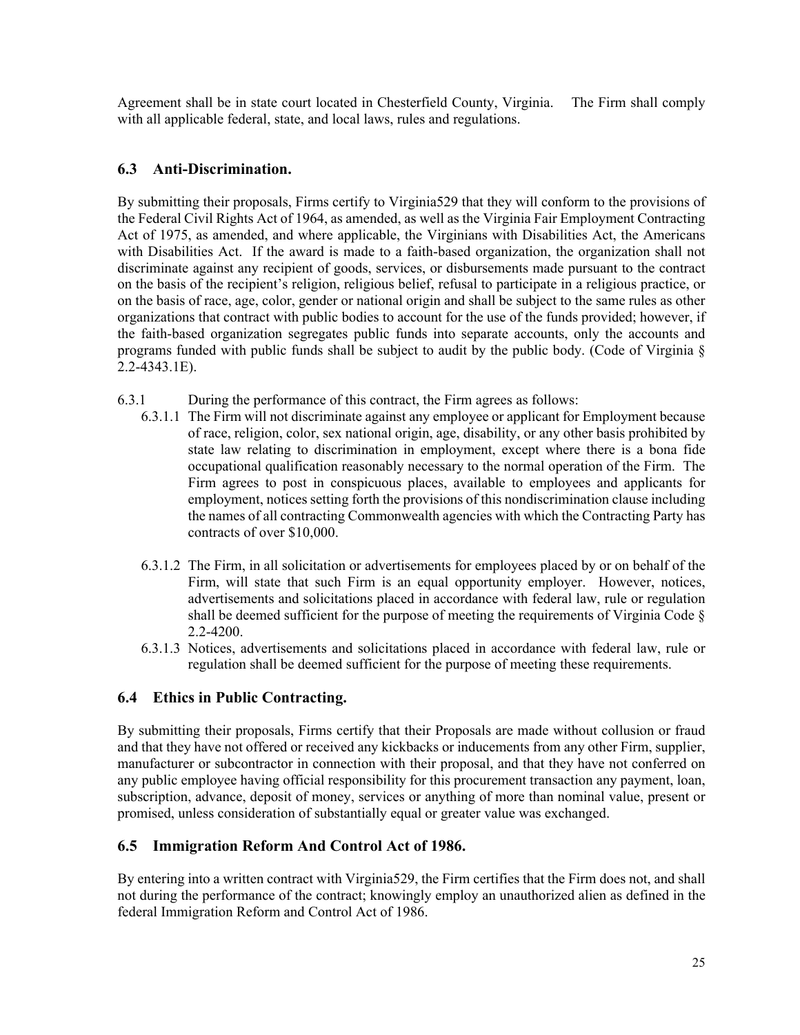Agreement shall be in state court located in Chesterfield County, Virginia. The Firm shall comply with all applicable federal, state, and local laws, rules and regulations.

## 6.3 Anti-Discrimination.

By submitting their proposals, Firms certify to Virginia529 that they will conform to the provisions of the Federal Civil Rights Act of 1964, as amended, as well as the Virginia Fair Employment Contracting Act of 1975, as amended, and where applicable, the Virginians with Disabilities Act, the Americans with Disabilities Act. If the award is made to a faith-based organization, the organization shall not discriminate against any recipient of goods, services, or disbursements made pursuant to the contract on the basis of the recipient's religion, religious belief, refusal to participate in a religious practice, or on the basis of race, age, color, gender or national origin and shall be subject to the same rules as other organizations that contract with public bodies to account for the use of the funds provided; however, if the faith-based organization segregates public funds into separate accounts, only the accounts and programs funded with public funds shall be subject to audit by the public body. (Code of Virginia § 2.2-4343.1E).

6.3.1 During the performance of this contract, the Firm agrees as follows:

- 6.3.1.1 The Firm will not discriminate against any employee or applicant for Employment because of race, religion, color, sex national origin, age, disability, or any other basis prohibited by state law relating to discrimination in employment, except where there is a bona fide occupational qualification reasonably necessary to the normal operation of the Firm. The Firm agrees to post in conspicuous places, available to employees and applicants for employment, notices setting forth the provisions of this nondiscrimination clause including the names of all contracting Commonwealth agencies with which the Contracting Party has contracts of over $10,000.
- 6.3.1.2 The Firm, in all solicitation or advertisements for employees placed by or on behalf of the Firm, will state that such Firm is an equal opportunity employer. However, notices, advertisements and solicitations placed in accordance with federal law, rule or regulation shall be deemed sufficient for the purpose of meeting the requirements of Virginia Code § 2.2-4200.
- 6.3.1.3 Notices, advertisements and solicitations placed in accordance with federal law, rule or regulation shall be deemed sufficient for the purpose of meeting these requirements.

## 6.4 Ethics in Public Contracting.

By submitting their proposals, Firms certify that their Proposals are made without collusion or fraud and that they have not offered or received any kickbacks or inducements from any other Firm, supplier, manufacturer or subcontractor in connection with their proposal, and that they have not conferred on any public employee having official responsibility for this procurement transaction any payment, loan, subscription, advance, deposit of money, services or anything of more than nominal value, present or promised, unless consideration of substantially equal or greater value was exchanged.

## 6.5 Immigration Reform And Control Act of 1986.

By entering into a written contract with Virginia529, the Firm certifies that the Firm does not, and shall not during the performance of the contract; knowingly employ an unauthorized alien as defined in the federal Immigration Reform and Control Act of 1986.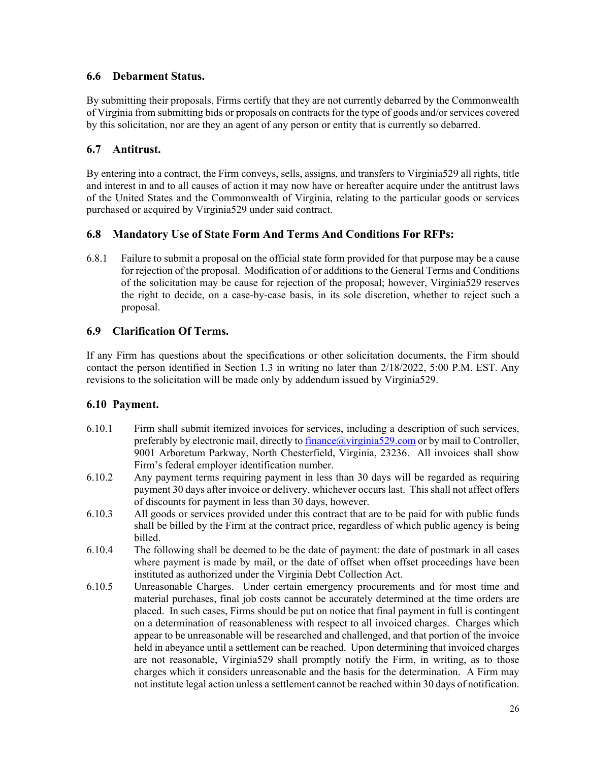### 6.6 Debarment Status.

By submitting their proposals, Firms certify that they are not currently debarred by the Commonwealth of Virginia from submitting bids or proposals on contracts for the type of goods and/or services covered by this solicitation, nor are they an agent of any person or entity that is currently so debarred.

### 6.7 Antitrust.

By entering into a contract, the Firm conveys, sells, assigns, and transfers to Virginia529 all rights, title and interest in and to all causes of action it may now have or hereafter acquire under the antitrust laws of the United States and the Commonwealth of Virginia, relating to the particular goods or services purchased or acquired by Virginia529 under said contract.

### 6.8 Mandatory Use of State Form And Terms And Conditions For RFPs:

6.8.1 Failure to submit a proposal on the official state form provided for that purpose may be a cause for rejection of the proposal. Modification of or additions to the General Terms and Conditions of the solicitation may be cause for rejection of the proposal; however, Virginia529 reserves the right to decide, on a case-by-case basis, in its sole discretion, whether to reject such a proposal.

### 6.9 Clarification Of Terms.

If any Firm has questions about the specifications or other solicitation documents, the Firm should contact the person identified in Section 1.3 in writing no later than 2/18/2022, 5:00 P.M. EST. Any revisions to the solicitation will be made only by addendum issued by Virginia529.

### 6.10 Payment.

6.10.1 Firm shall submit itemized invoices for services, including a description of such services, preferably by electronic mail, directly to finance@virginia529.com or by mail to Controller, 9001 Arboretum Parkway, North Chesterfield, Virginia, 23236. All invoices shall show Firm's federal employer identification number.

6.10.2 Any payment terms requiring payment in less than 30 days will be regarded as requiring payment 30 days after invoice or delivery, whichever occurs last. This shall not affect offers of discounts for payment in less than 30 days, however.

6.10.3 All goods or services provided under this contract that are to be paid for with public funds shall be billed by the Firm at the contract price, regardless of which public agency is being billed.

6.10.4 The following shall be deemed to be the date of payment: the date of postmark in all cases where payment is made by mail, or the date of offset when offset proceedings have been instituted as authorized under the Virginia Debt Collection Act.

6.10.5 Unreasonable Charges. Under certain emergency procurements and for most time and material purchases, final job costs cannot be accurately determined at the time orders are placed. In such cases, Firms should be put on notice that final payment in full is contingent on a determination of reasonableness with respect to all invoiced charges. Charges which appear to be unreasonable will be researched and challenged, and that portion of the invoice held in abeyance until a settlement can be reached. Upon determining that invoiced charges are not reasonable, Virginia529 shall promptly notify the Firm, in writing, as to those charges which it considers unreasonable and the basis for the determination. A Firm may not institute legal action unless a settlement cannot be reached within 30 days of notification.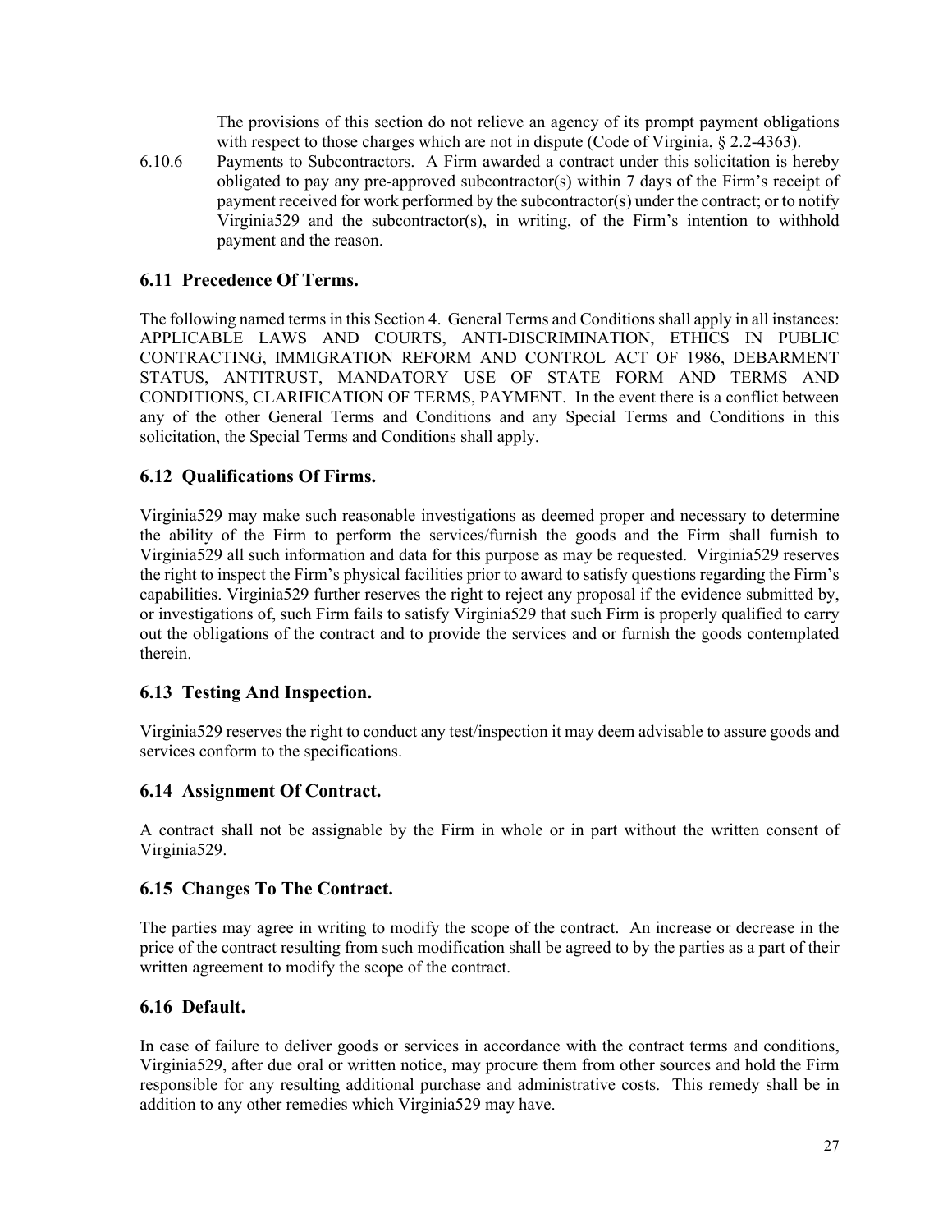The provisions of this section do not relieve an agency of its prompt payment obligations with respect to those charges which are not in dispute (Code of Virginia, § 2.2-4363).

6.10.6 Payments to Subcontractors. A Firm awarded a contract under this solicitation is hereby obligated to pay any pre-approved subcontractor(s) within 7 days of the Firm's receipt of payment received for work performed by the subcontractor(s) under the contract; or to notify Virginia529 and the subcontractor(s), in writing, of the Firm's intention to withhold payment and the reason.

### 6.11 Precedence Of Terms.

The following named terms in this Section 4. General Terms and Conditions shall apply in all instances: APPLICABLE LAWS AND COURTS, ANTI-DISCRIMINATION, ETHICS IN PUBLIC CONTRACTING, IMMIGRATION REFORM AND CONTROL ACT OF 1986, DEBARMENT STATUS, ANTITRUST, MANDATORY USE OF STATE FORM AND TERMS AND CONDITIONS, CLARIFICATION OF TERMS, PAYMENT. In the event there is a conflict between any of the other General Terms and Conditions and any Special Terms and Conditions in this solicitation, the Special Terms and Conditions shall apply.

### 6.12 Qualifications Of Firms.

Virginia529 may make such reasonable investigations as deemed proper and necessary to determine the ability of the Firm to perform the services/furnish the goods and the Firm shall furnish to Virginia529 all such information and data for this purpose as may be requested. Virginia529 reserves the right to inspect the Firm's physical facilities prior to award to satisfy questions regarding the Firm's capabilities. Virginia529 further reserves the right to reject any proposal if the evidence submitted by, or investigations of, such Firm fails to satisfy Virginia529 that such Firm is properly qualified to carry out the obligations of the contract and to provide the services and or furnish the goods contemplated therein.

### 6.13 Testing And Inspection.

Virginia529 reserves the right to conduct any test/inspection it may deem advisable to assure goods and services conform to the specifications.

### 6.14 Assignment Of Contract.

A contract shall not be assignable by the Firm in whole or in part without the written consent of Virginia529.

### 6.15 Changes To The Contract.

The parties may agree in writing to modify the scope of the contract. An increase or decrease in the price of the contract resulting from such modification shall be agreed to by the parties as a part of their written agreement to modify the scope of the contract.

### 6.16 Default.

In case of failure to deliver goods or services in accordance with the contract terms and conditions, Virginia529, after due oral or written notice, may procure them from other sources and hold the Firm responsible for any resulting additional purchase and administrative costs. This remedy shall be in addition to any other remedies which Virginia529 may have.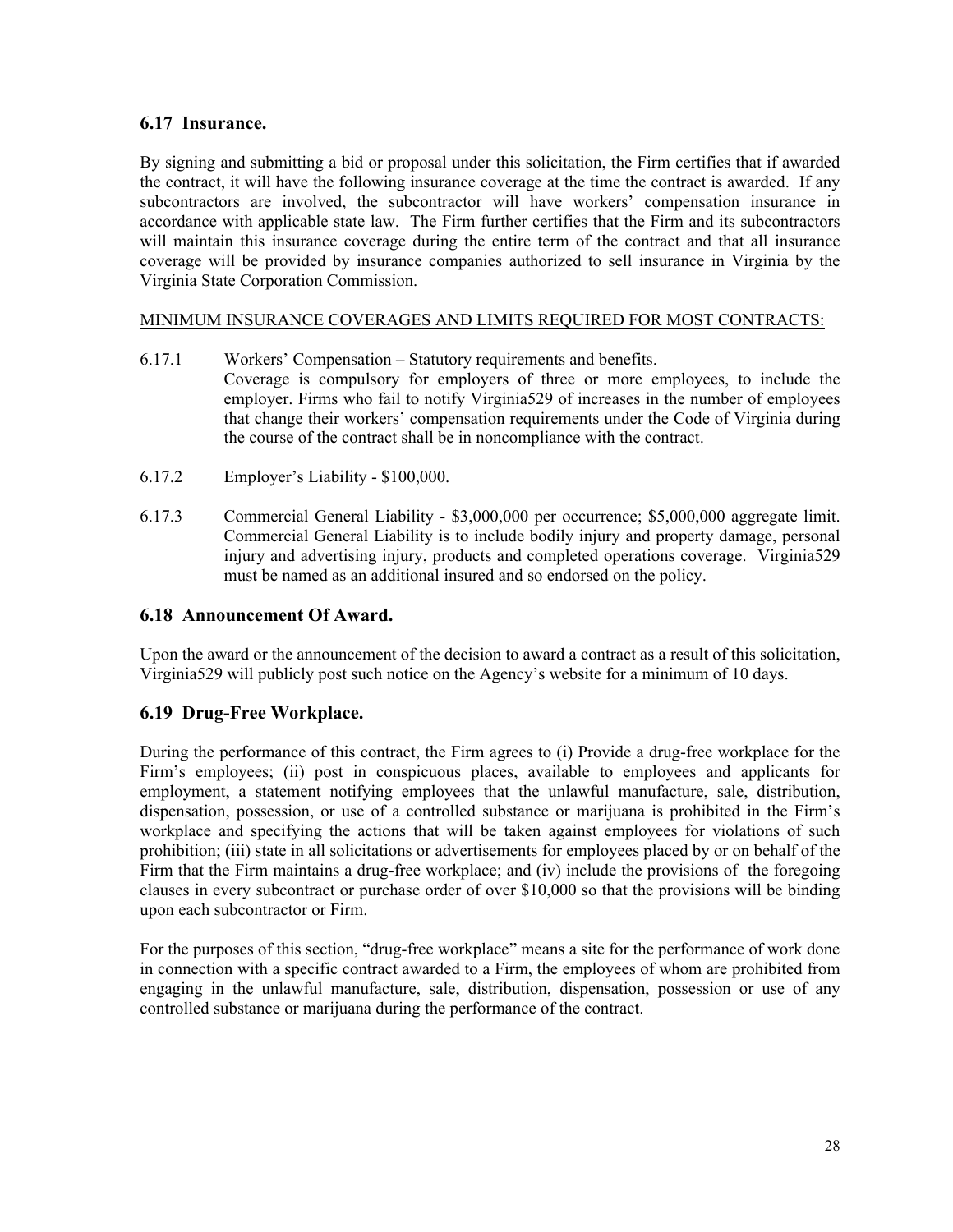## 6.17 Insurance.

By signing and submitting a bid or proposal under this solicitation, the Firm certifies that if awarded the contract, it will have the following insurance coverage at the time the contract is awarded. If any subcontractors are involved, the subcontractor will have workers' compensation insurance in accordance with applicable state law. The Firm further certifies that the Firm and its subcontractors will maintain this insurance coverage during the entire term of the contract and that all insurance coverage will be provided by insurance companies authorized to sell insurance in Virginia by the Virginia State Corporation Commission.

<u>MINIMUM INSURANCE COVERAGES AND LIMITS REQUIRED FOR MOST CONTRACTS:</u>

6.17.1 Workers' Compensation – Statutory requirements and benefits.
Coverage is compulsory for employers of three or more employees, to include the employer. Firms who fail to notify Virginia529 of increases in the number of employees that change their workers' compensation requirements under the Code of Virginia during the course of the contract shall be in noncompliance with the contract.

6.17.2 Employer's Liability - $100,000.

6.17.3 Commercial General Liability - $3,000,000 per occurrence; $5,000,000 aggregate limit. Commercial General Liability is to include bodily injury and property damage, personal injury and advertising injury, products and completed operations coverage. Virginia529 must be named as an additional insured and so endorsed on the policy.

## 6.18 Announcement Of Award.

Upon the award or the announcement of the decision to award a contract as a result of this solicitation, Virginia529 will publicly post such notice on the Agency's website for a minimum of 10 days.

## 6.19 Drug-Free Workplace.

During the performance of this contract, the Firm agrees to (i) Provide a drug-free workplace for the Firm's employees; (ii) post in conspicuous places, available to employees and applicants for employment, a statement notifying employees that the unlawful manufacture, sale, distribution, dispensation, possession, or use of a controlled substance or marijuana is prohibited in the Firm's workplace and specifying the actions that will be taken against employees for violations of such prohibition; (iii) state in all solicitations or advertisements for employees placed by or on behalf of the Firm that the Firm maintains a drug-free workplace; and (iv) include the provisions of the foregoing clauses in every subcontract or purchase order of over $10,000 so that the provisions will be binding upon each subcontractor or Firm.

For the purposes of this section, "drug-free workplace" means a site for the performance of work done in connection with a specific contract awarded to a Firm, the employees of whom are prohibited from engaging in the unlawful manufacture, sale, distribution, dispensation, possession or use of any controlled substance or marijuana during the performance of the contract.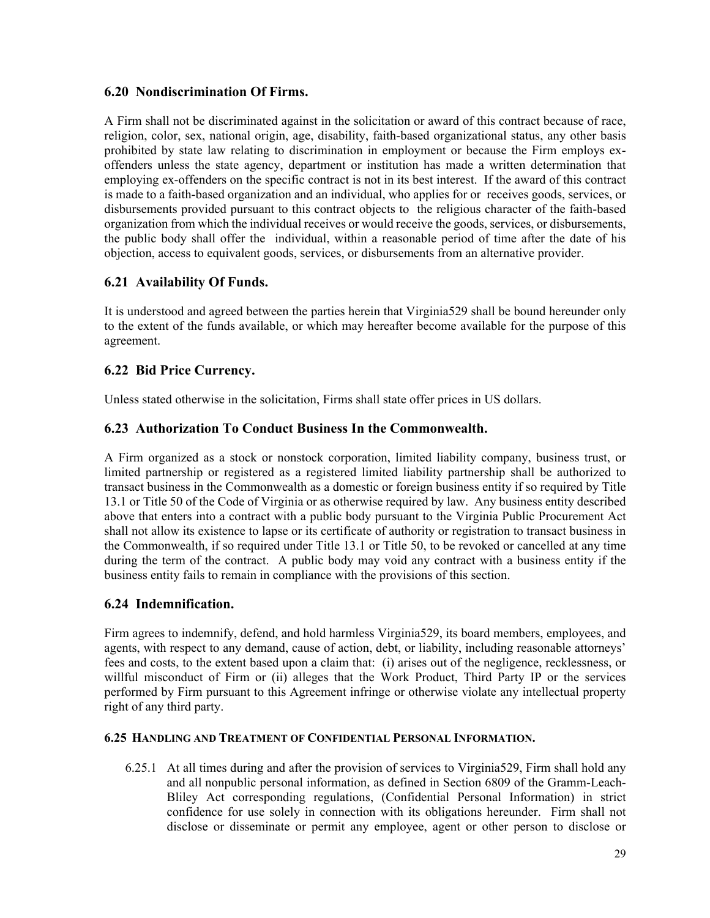### 6.20 Nondiscrimination Of Firms.

A Firm shall not be discriminated against in the solicitation or award of this contract because of race, religion, color, sex, national origin, age, disability, faith-based organizational status, any other basis prohibited by state law relating to discrimination in employment or because the Firm employs ex-offenders unless the state agency, department or institution has made a written determination that employing ex-offenders on the specific contract is not in its best interest. If the award of this contract is made to a faith-based organization and an individual, who applies for or receives goods, services, or disbursements provided pursuant to this contract objects to the religious character of the faith-based organization from which the individual receives or would receive the goods, services, or disbursements, the public body shall offer the individual, within a reasonable period of time after the date of his objection, access to equivalent goods, services, or disbursements from an alternative provider.

### 6.21 Availability Of Funds.

It is understood and agreed between the parties herein that Virginia529 shall be bound hereunder only to the extent of the funds available, or which may hereafter become available for the purpose of this agreement.

### 6.22 Bid Price Currency.

Unless stated otherwise in the solicitation, Firms shall state offer prices in US dollars.

### 6.23 Authorization To Conduct Business In the Commonwealth.

A Firm organized as a stock or nonstock corporation, limited liability company, business trust, or limited partnership or registered as a registered limited liability partnership shall be authorized to transact business in the Commonwealth as a domestic or foreign business entity if so required by Title 13.1 or Title 50 of the Code of Virginia or as otherwise required by law. Any business entity described above that enters into a contract with a public body pursuant to the Virginia Public Procurement Act shall not allow its existence to lapse or its certificate of authority or registration to transact business in the Commonwealth, if so required under Title 13.1 or Title 50, to be revoked or cancelled at any time during the term of the contract. A public body may void any contract with a business entity if the business entity fails to remain in compliance with the provisions of this section.

### 6.24 Indemnification.

Firm agrees to indemnify, defend, and hold harmless Virginia529, its board members, employees, and agents, with respect to any demand, cause of action, debt, or liability, including reasonable attorneys' fees and costs, to the extent based upon a claim that: (i) arises out of the negligence, recklessness, or willful misconduct of Firm or (ii) alleges that the Work Product, Third Party IP or the services performed by Firm pursuant to this Agreement infringe or otherwise violate any intellectual property right of any third party.

#### 6.25 HANDLING AND TREATMENT OF CONFIDENTIAL PERSONAL INFORMATION.

6.25.1 At all times during and after the provision of services to Virginia529, Firm shall hold any and all nonpublic personal information, as defined in Section 6809 of the Gramm-Leach-Bliley Act corresponding regulations, (Confidential Personal Information) in strict confidence for use solely in connection with its obligations hereunder. Firm shall not disclose or disseminate or permit any employee, agent or other person to disclose or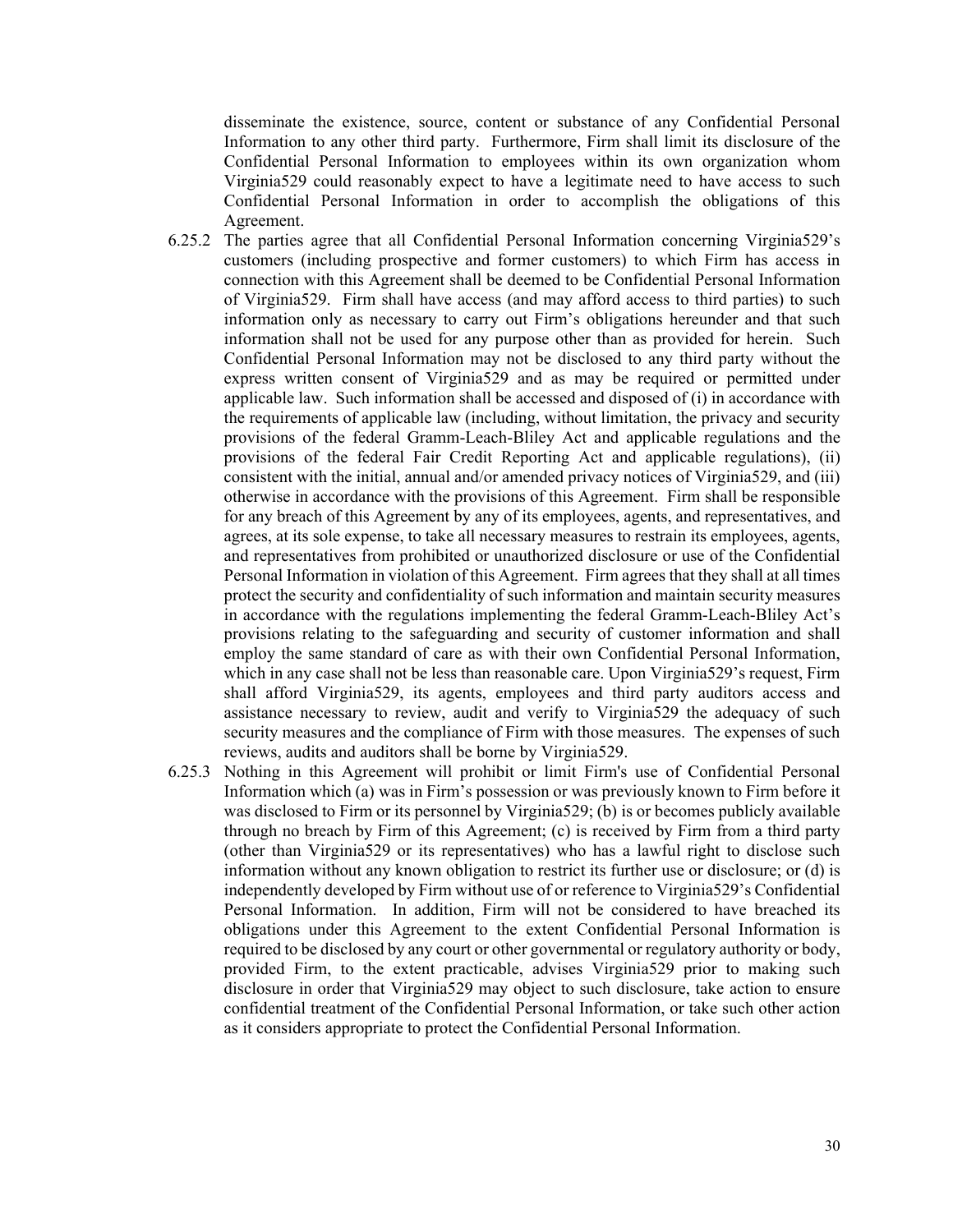disseminate the existence, source, content or substance of any Confidential Personal Information to any other third party. Furthermore, Firm shall limit its disclosure of the Confidential Personal Information to employees within its own organization whom Virginia529 could reasonably expect to have a legitimate need to have access to such Confidential Personal Information in order to accomplish the obligations of this Agreement.

6.25.2 The parties agree that all Confidential Personal Information concerning Virginia529's customers (including prospective and former customers) to which Firm has access in connection with this Agreement shall be deemed to be Confidential Personal Information of Virginia529. Firm shall have access (and may afford access to third parties) to such information only as necessary to carry out Firm's obligations hereunder and that such information shall not be used for any purpose other than as provided for herein. Such Confidential Personal Information may not be disclosed to any third party without the express written consent of Virginia529 and as may be required or permitted under applicable law. Such information shall be accessed and disposed of (i) in accordance with the requirements of applicable law (including, without limitation, the privacy and security provisions of the federal Gramm-Leach-Bliley Act and applicable regulations and the provisions of the federal Fair Credit Reporting Act and applicable regulations), (ii) consistent with the initial, annual and/or amended privacy notices of Virginia529, and (iii) otherwise in accordance with the provisions of this Agreement. Firm shall be responsible for any breach of this Agreement by any of its employees, agents, and representatives, and agrees, at its sole expense, to take all necessary measures to restrain its employees, agents, and representatives from prohibited or unauthorized disclosure or use of the Confidential Personal Information in violation of this Agreement. Firm agrees that they shall at all times protect the security and confidentiality of such information and maintain security measures in accordance with the regulations implementing the federal Gramm-Leach-Bliley Act's provisions relating to the safeguarding and security of customer information and shall employ the same standard of care as with their own Confidential Personal Information, which in any case shall not be less than reasonable care. Upon Virginia529's request, Firm shall afford Virginia529, its agents, employees and third party auditors access and assistance necessary to review, audit and verify to Virginia529 the adequacy of such security measures and the compliance of Firm with those measures. The expenses of such reviews, audits and auditors shall be borne by Virginia529.

6.25.3 Nothing in this Agreement will prohibit or limit Firm's use of Confidential Personal Information which (a) was in Firm's possession or was previously known to Firm before it was disclosed to Firm or its personnel by Virginia529; (b) is or becomes publicly available through no breach by Firm of this Agreement; (c) is received by Firm from a third party (other than Virginia529 or its representatives) who has a lawful right to disclose such information without any known obligation to restrict its further use or disclosure; or (d) is independently developed by Firm without use of or reference to Virginia529's Confidential Personal Information. In addition, Firm will not be considered to have breached its obligations under this Agreement to the extent Confidential Personal Information is required to be disclosed by any court or other governmental or regulatory authority or body, provided Firm, to the extent practicable, advises Virginia529 prior to making such disclosure in order that Virginia529 may object to such disclosure, take action to ensure confidential treatment of the Confidential Personal Information, or take such other action as it considers appropriate to protect the Confidential Personal Information.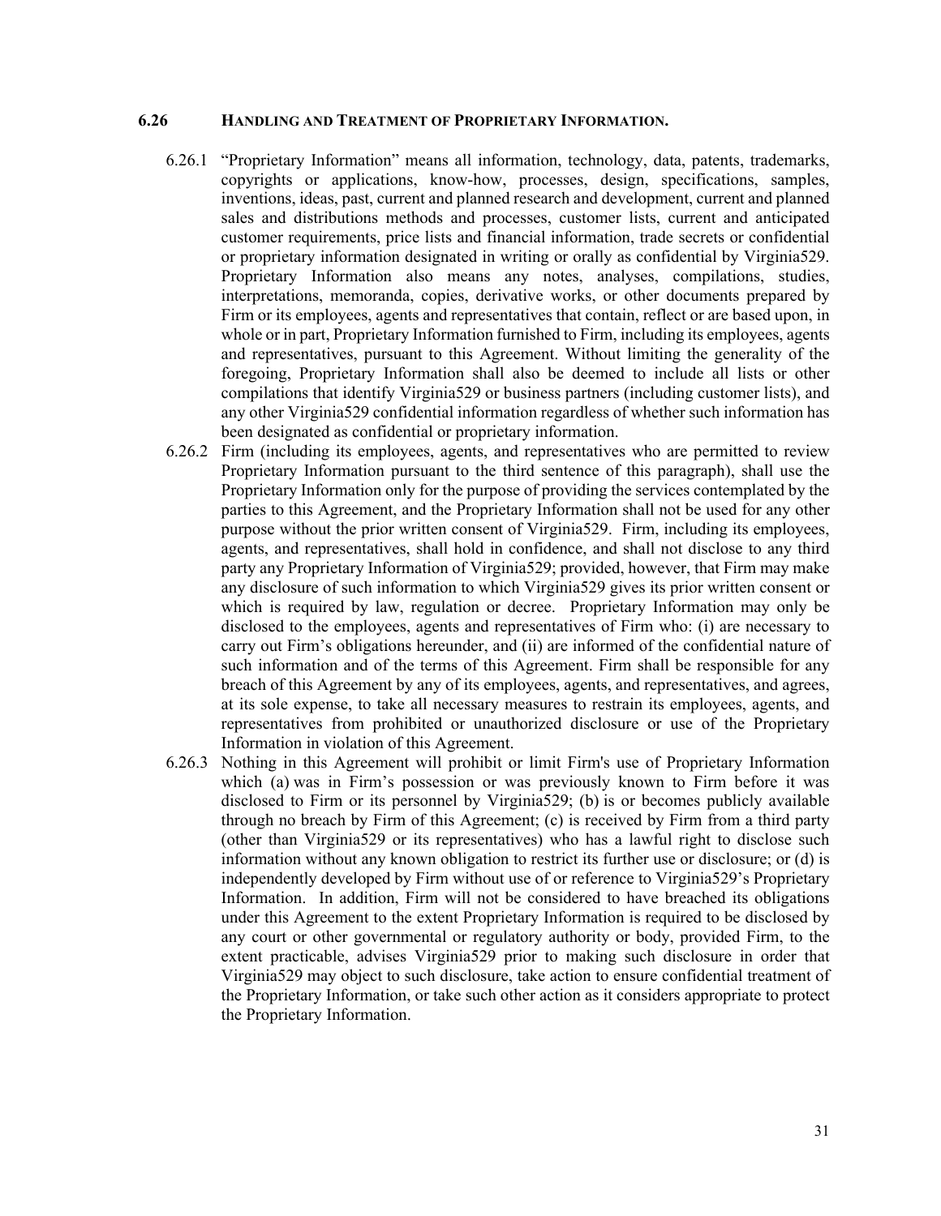### 6.26 HANDLING AND TREATMENT OF PROPRIETARY INFORMATION.

6.26.1 "Proprietary Information" means all information, technology, data, patents, trademarks, copyrights or applications, know-how, processes, design, specifications, samples, inventions, ideas, past, current and planned research and development, current and planned sales and distributions methods and processes, customer lists, current and anticipated customer requirements, price lists and financial information, trade secrets or confidential or proprietary information designated in writing or orally as confidential by Virginia529. Proprietary Information also means any notes, analyses, compilations, studies, interpretations, memoranda, copies, derivative works, or other documents prepared by Firm or its employees, agents and representatives that contain, reflect or are based upon, in whole or in part, Proprietary Information furnished to Firm, including its employees, agents and representatives, pursuant to this Agreement. Without limiting the generality of the foregoing, Proprietary Information shall also be deemed to include all lists or other compilations that identify Virginia529 or business partners (including customer lists), and any other Virginia529 confidential information regardless of whether such information has been designated as confidential or proprietary information.

6.26.2 Firm (including its employees, agents, and representatives who are permitted to review Proprietary Information pursuant to the third sentence of this paragraph), shall use the Proprietary Information only for the purpose of providing the services contemplated by the parties to this Agreement, and the Proprietary Information shall not be used for any other purpose without the prior written consent of Virginia529. Firm, including its employees, agents, and representatives, shall hold in confidence, and shall not disclose to any third party any Proprietary Information of Virginia529; provided, however, that Firm may make any disclosure of such information to which Virginia529 gives its prior written consent or which is required by law, regulation or decree. Proprietary Information may only be disclosed to the employees, agents and representatives of Firm who: (i) are necessary to carry out Firm's obligations hereunder, and (ii) are informed of the confidential nature of such information and of the terms of this Agreement. Firm shall be responsible for any breach of this Agreement by any of its employees, agents, and representatives, and agrees, at its sole expense, to take all necessary measures to restrain its employees, agents, and representatives from prohibited or unauthorized disclosure or use of the Proprietary Information in violation of this Agreement.

6.26.3 Nothing in this Agreement will prohibit or limit Firm's use of Proprietary Information which (a) was in Firm's possession or was previously known to Firm before it was disclosed to Firm or its personnel by Virginia529; (b) is or becomes publicly available through no breach by Firm of this Agreement; (c) is received by Firm from a third party (other than Virginia529 or its representatives) who has a lawful right to disclose such information without any known obligation to restrict its further use or disclosure; or (d) is independently developed by Firm without use of or reference to Virginia529's Proprietary Information. In addition, Firm will not be considered to have breached its obligations under this Agreement to the extent Proprietary Information is required to be disclosed by any court or other governmental or regulatory authority or body, provided Firm, to the extent practicable, advises Virginia529 prior to making such disclosure in order that Virginia529 may object to such disclosure, take action to ensure confidential treatment of the Proprietary Information, or take such other action as it considers appropriate to protect the Proprietary Information.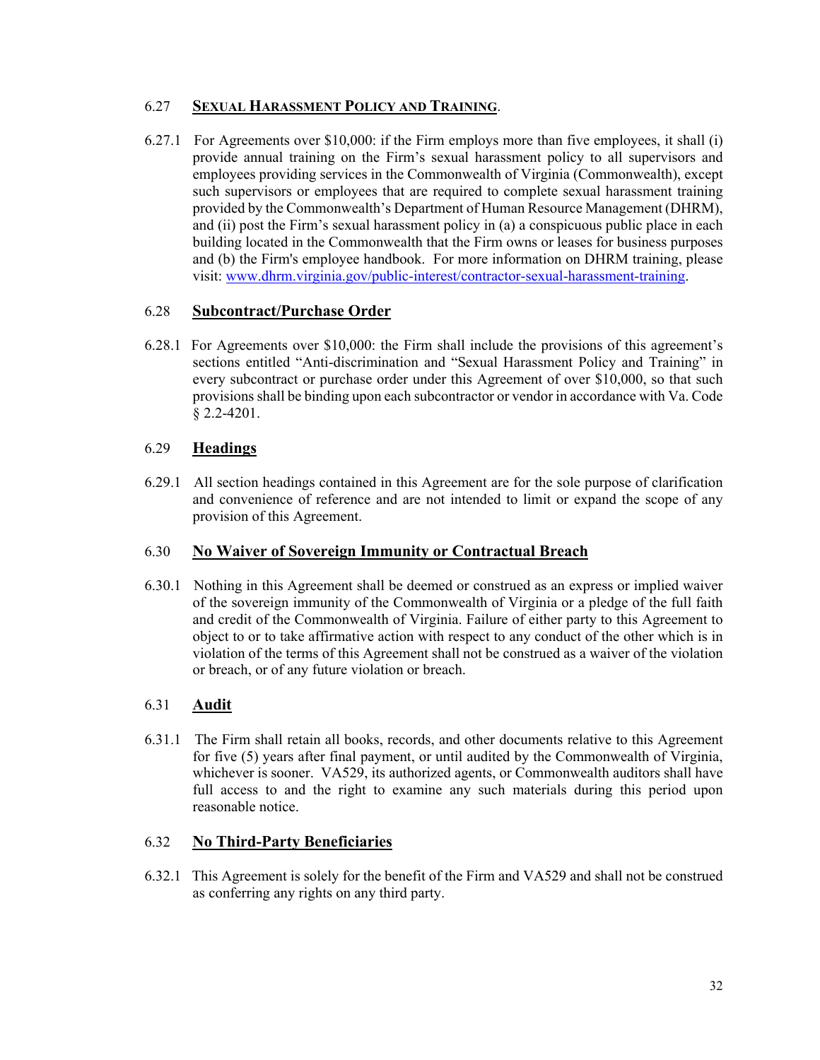## 6.27 SEXUAL HARASSMENT POLICY AND TRAINING.

6.27.1 For Agreements over $10,000: if the Firm employs more than five employees, it shall (i) provide annual training on the Firm's sexual harassment policy to all supervisors and employees providing services in the Commonwealth of Virginia (Commonwealth), except such supervisors or employees that are required to complete sexual harassment training provided by the Commonwealth's Department of Human Resource Management (DHRM), and (ii) post the Firm's sexual harassment policy in (a) a conspicuous public place in each building located in the Commonwealth that the Firm owns or leases for business purposes and (b) the Firm's employee handbook. For more information on DHRM training, please visit: www.dhrm.virginia.gov/public-interest/contractor-sexual-harassment-training.

## 6.28 Subcontract/Purchase Order

6.28.1 For Agreements over $10,000: the Firm shall include the provisions of this agreement's sections entitled "Anti-discrimination and "Sexual Harassment Policy and Training" in every subcontract or purchase order under this Agreement of over $10,000, so that such provisions shall be binding upon each subcontractor or vendor in accordance with Va. Code § 2.2-4201.

## 6.29 Headings

6.29.1 All section headings contained in this Agreement are for the sole purpose of clarification and convenience of reference and are not intended to limit or expand the scope of any provision of this Agreement.

## 6.30 No Waiver of Sovereign Immunity or Contractual Breach

6.30.1 Nothing in this Agreement shall be deemed or construed as an express or implied waiver of the sovereign immunity of the Commonwealth of Virginia or a pledge of the full faith and credit of the Commonwealth of Virginia. Failure of either party to this Agreement to object to or to take affirmative action with respect to any conduct of the other which is in violation of the terms of this Agreement shall not be construed as a waiver of the violation or breach, or of any future violation or breach.

## 6.31 Audit

6.31.1 The Firm shall retain all books, records, and other documents relative to this Agreement for five (5) years after final payment, or until audited by the Commonwealth of Virginia, whichever is sooner. VA529, its authorized agents, or Commonwealth auditors shall have full access to and the right to examine any such materials during this period upon reasonable notice.

## 6.32 No Third-Party Beneficiaries

6.32.1 This Agreement is solely for the benefit of the Firm and VA529 and shall not be construed as conferring any rights on any third party.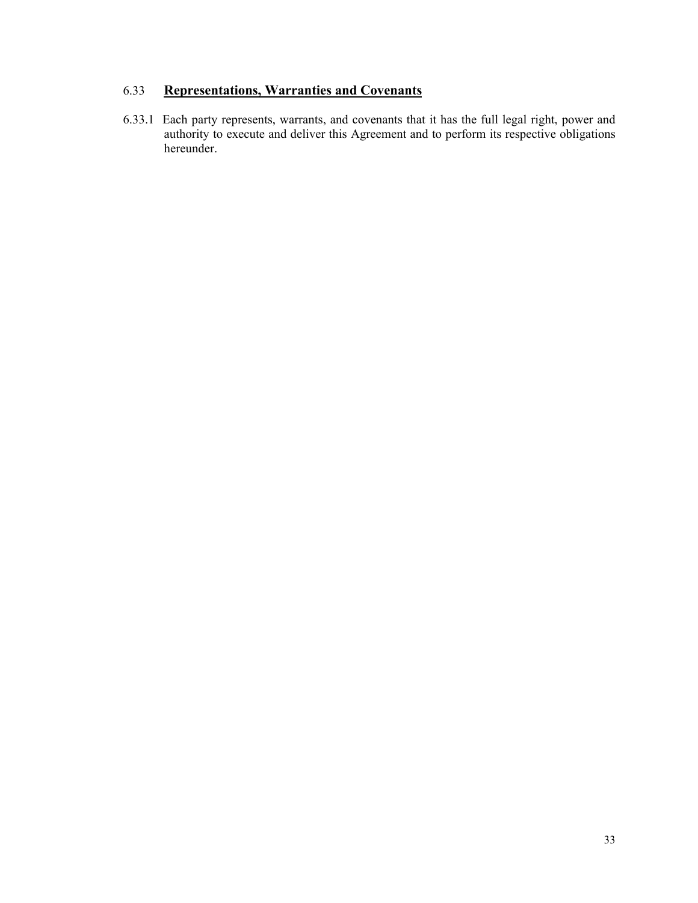## 6.33 **Representations, Warranties and Covenants**

6.33.1 Each party represents, warrants, and covenants that it has the full legal right, power and authority to execute and deliver this Agreement and to perform its respective obligations hereunder.